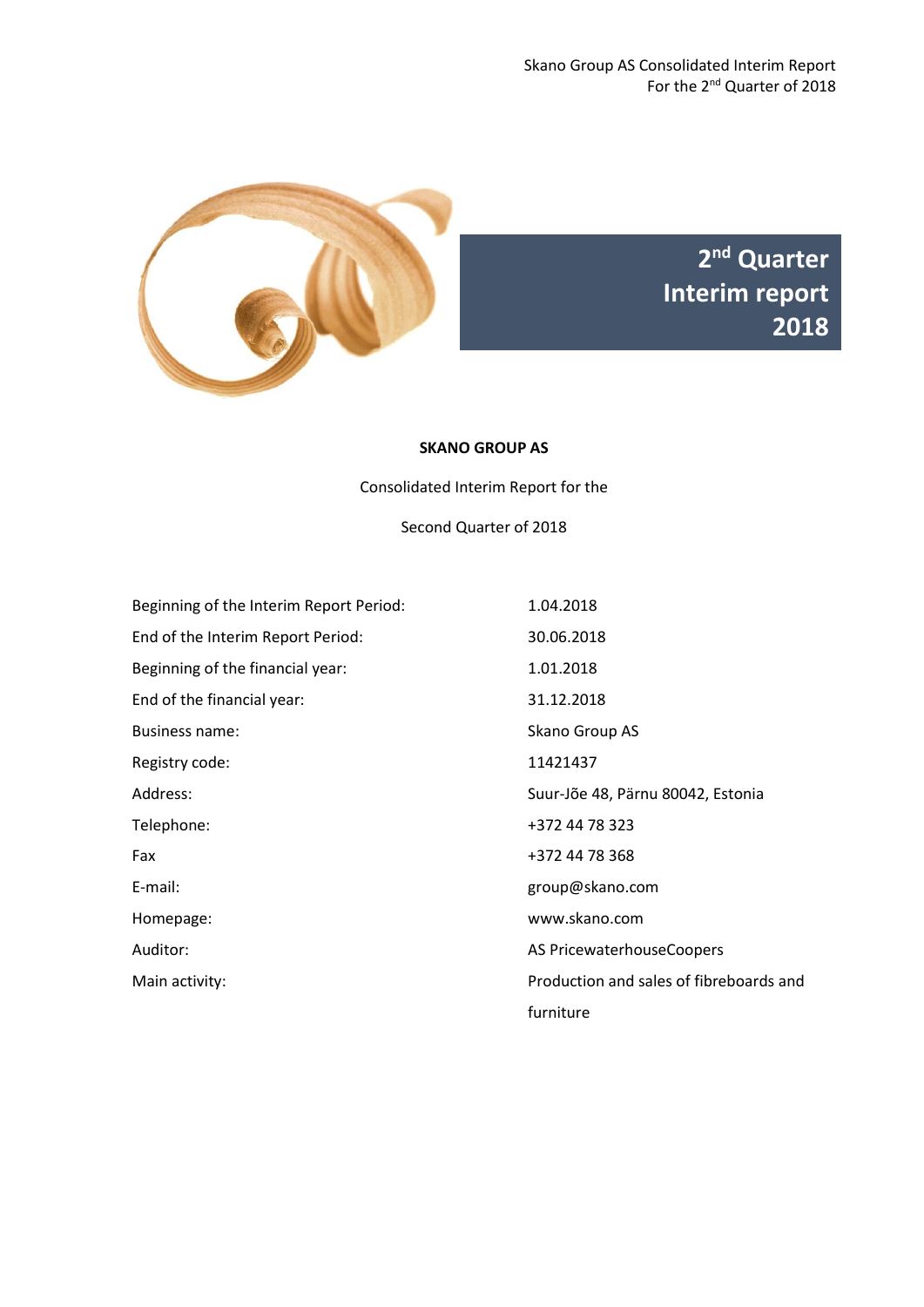# 2nd Quarter Interim report 2018

**SKANO GROUP AS**

Consolidated Interim Report for the

Second Quarter of 2018

| | |
|---|---|
| Beginning of the Interim Report Period: | 1.04.2018 |
| End of the Interim Report Period: | 30.06.2018 |
| Beginning of the financial year: | 1.01.2018 |
| End of the financial year: | 31.12.2018 |
| Business name: | Skano Group AS |
| Registry code: | 11421437 |
| Address: | Suur-Jõe 48, Pärnu 80042, Estonia |
| Telephone: | +372 44 78 323 |
| Fax | +372 44 78 368 |
| E-mail: | group@skano.com |
| Homepage: | www.skano.com |
| Auditor: | AS PricewaterhouseCoopers |
| Main activity: | Production and sales of fibreboards and furniture |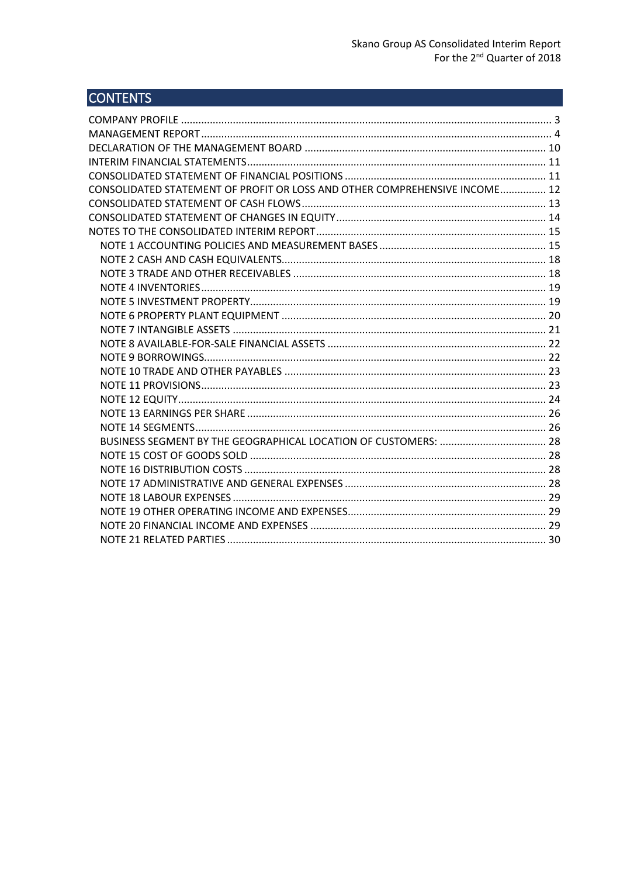# CONTENTS

COMPANY PROFILE ............................................................................................................. 3
MANAGEMENT REPORT ....................................................................................................... 4
DECLARATION OF THE MANAGEMENT BOARD ................................................................. 10
INTERIM FINANCIAL STATEMENTS..................................................................................... 11
CONSOLIDATED STATEMENT OF FINANCIAL POSITIONS ................................................... 11
CONSOLIDATED STATEMENT OF PROFIT OR LOSS AND OTHER COMPREHENSIVE INCOME................ 12
CONSOLIDATED STATEMENT OF CASH FLOWS .................................................................. 13
CONSOLIDATED STATEMENT OF CHANGES IN EQUITY ....................................................... 14
NOTES TO THE CONSOLIDATED INTERIM REPORT .............................................................. 15

- NOTE 1 ACCOUNTING POLICIES AND MEASUREMENT BASES ......................................... 15
- NOTE 2 CASH AND CASH EQUIVALENTS........................................................................ 18
- NOTE 3 TRADE AND OTHER RECEIVABLES .................................................................... 18
- NOTE 4 INVENTORIES ................................................................................................... 19
- NOTE 5 INVESTMENT PROPERTY.................................................................................. 19
- NOTE 6 PROPERTY PLANT EQUIPMENT ........................................................................ 20
- NOTE 7 INTANGIBLE ASSETS ........................................................................................ 21
- NOTE 8 AVAILABLE-FOR-SALE FINANCIAL ASSETS ......................................................... 22
- NOTE 9 BORROWINGS.................................................................................................. 22
- NOTE 10 TRADE AND OTHER PAYABLES ....................................................................... 23
- NOTE 11 PROVISIONS................................................................................................... 23
- NOTE 12 EQUITY.......................................................................................................... 24
- NOTE 13 EARNINGS PER SHARE ................................................................................... 26
- NOTE 14 SEGMENTS..................................................................................................... 26
- BUSINESS SEGMENT BY THE GEOGRAPHICAL LOCATION OF CUSTOMERS: ..................................... 28
- NOTE 15 COST OF GOODS SOLD ................................................................................... 28
- NOTE 16 DISTRIBUTION COSTS ..................................................................................... 28
- NOTE 17 ADMINISTRATIVE AND GENERAL EXPENSES ..................................................... 28
- NOTE 18 LABOUR EXPENSES ......................................................................................... 29
- NOTE 19 OTHER OPERATING INCOME AND EXPENSES..................................................... 29
- NOTE 20 FINANCIAL INCOME AND EXPENSES ................................................................ 29
- NOTE 21 RELATED PARTIES ........................................................................................... 30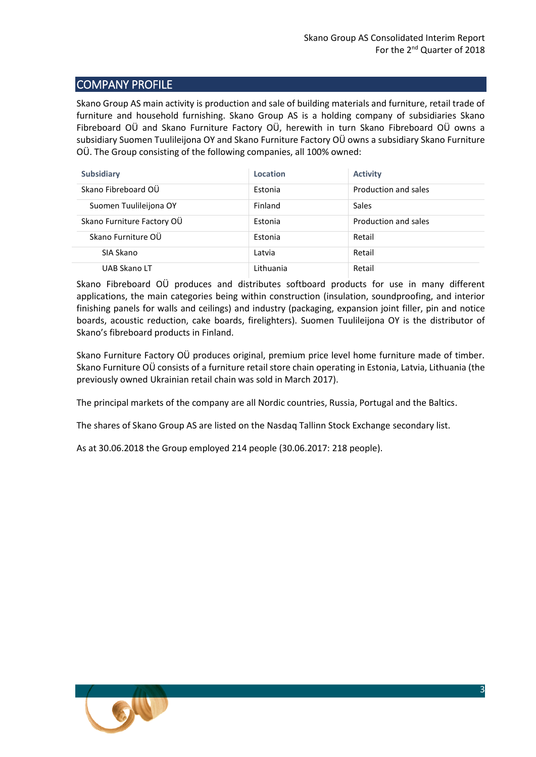## COMPANY PROFILE

Skano Group AS main activity is production and sale of building materials and furniture, retail trade of furniture and household furnishing. Skano Group AS is a holding company of subsidiaries Skano Fibreboard OÜ and Skano Furniture Factory OÜ, herewith in turn Skano Fibreboard OÜ owns a subsidiary Suomen Tuulileijona OY and Skano Furniture Factory OÜ owns a subsidiary Skano Furniture OÜ. The Group consisting of the following companies, all 100% owned:

| Subsidiary | Location | Activity |
|---|---|---|
| Skano Fibreboard OÜ | Estonia | Production and sales |
| Suomen Tuulileijona OY | Finland | Sales |
| Skano Furniture Factory OÜ | Estonia | Production and sales |
| Skano Furniture OÜ | Estonia | Retail |
| SIA Skano | Latvia | Retail |
| UAB Skano LT | Lithuania | Retail |

Skano Fibreboard OÜ produces and distributes softboard products for use in many different applications, the main categories being within construction (insulation, soundproofing, and interior finishing panels for walls and ceilings) and industry (packaging, expansion joint filler, pin and notice boards, acoustic reduction, cake boards, firelighters). Suomen Tuulileijona OY is the distributor of Skano's fibreboard products in Finland.

Skano Furniture Factory OÜ produces original, premium price level home furniture made of timber. Skano Furniture OÜ consists of a furniture retail store chain operating in Estonia, Latvia, Lithuania (the previously owned Ukrainian retail chain was sold in March 2017).

The principal markets of the company are all Nordic countries, Russia, Portugal and the Baltics.

The shares of Skano Group AS are listed on the Nasdaq Tallinn Stock Exchange secondary list.

As at 30.06.2018 the Group employed 214 people (30.06.2017: 218 people).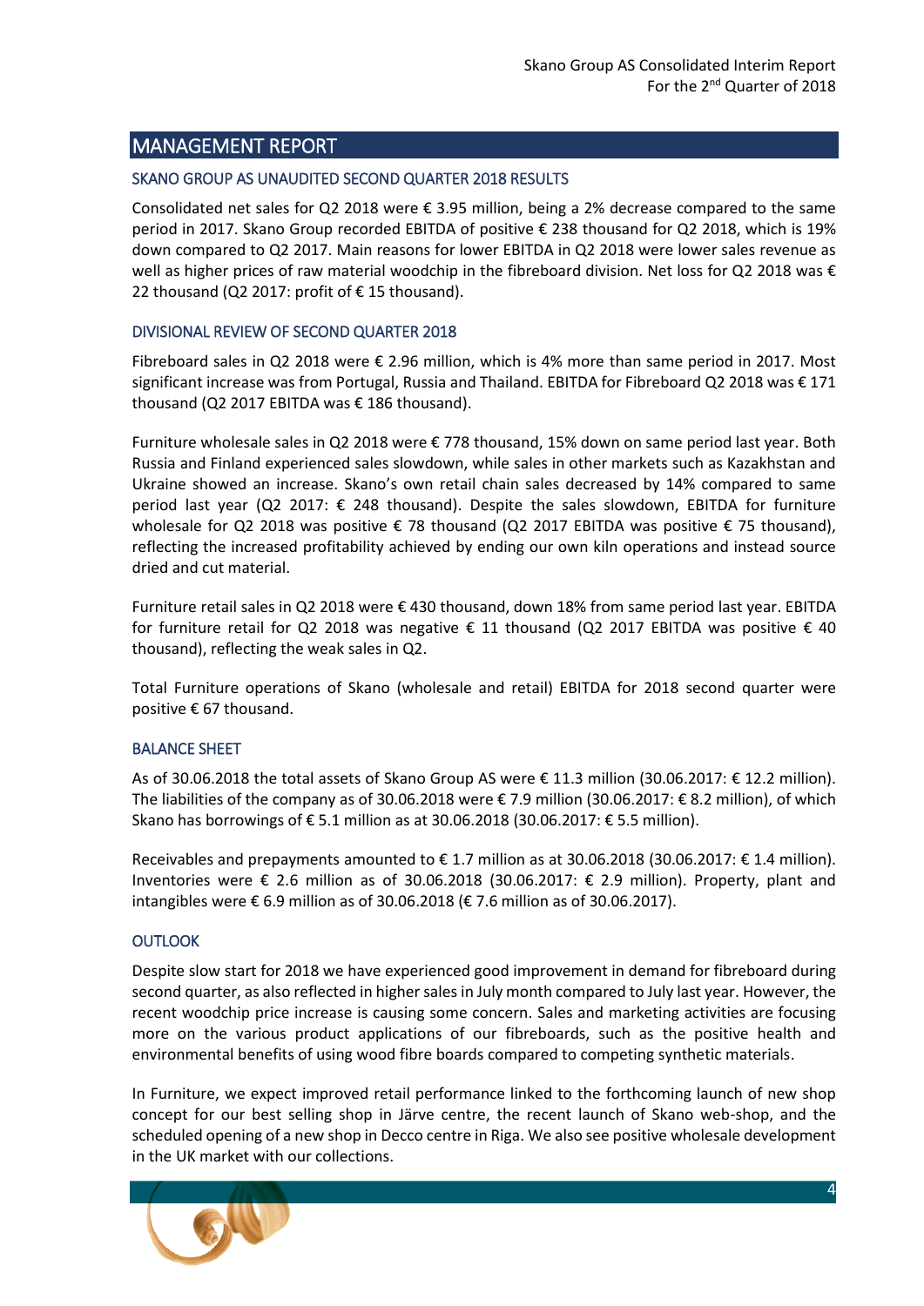# MANAGEMENT REPORT

## SKANO GROUP AS UNAUDITED SECOND QUARTER 2018 RESULTS

Consolidated net sales for Q2 2018 were € 3.95 million, being a 2% decrease compared to the same period in 2017. Skano Group recorded EBITDA of positive € 238 thousand for Q2 2018, which is 19% down compared to Q2 2017. Main reasons for lower EBITDA in Q2 2018 were lower sales revenue as well as higher prices of raw material woodchip in the fibreboard division. Net loss for Q2 2018 was € 22 thousand (Q2 2017: profit of € 15 thousand).

## DIVISIONAL REVIEW OF SECOND QUARTER 2018

Fibreboard sales in Q2 2018 were € 2.96 million, which is 4% more than same period in 2017. Most significant increase was from Portugal, Russia and Thailand. EBITDA for Fibreboard Q2 2018 was € 171 thousand (Q2 2017 EBITDA was € 186 thousand).

Furniture wholesale sales in Q2 2018 were € 778 thousand, 15% down on same period last year. Both Russia and Finland experienced sales slowdown, while sales in other markets such as Kazakhstan and Ukraine showed an increase. Skano's own retail chain sales decreased by 14% compared to same period last year (Q2 2017: € 248 thousand). Despite the sales slowdown, EBITDA for furniture wholesale for Q2 2018 was positive € 78 thousand (Q2 2017 EBITDA was positive € 75 thousand), reflecting the increased profitability achieved by ending our own kiln operations and instead source dried and cut material.

Furniture retail sales in Q2 2018 were € 430 thousand, down 18% from same period last year. EBITDA for furniture retail for Q2 2018 was negative € 11 thousand (Q2 2017 EBITDA was positive € 40 thousand), reflecting the weak sales in Q2.

Total Furniture operations of Skano (wholesale and retail) EBITDA for 2018 second quarter were positive € 67 thousand.

## BALANCE SHEET

As of 30.06.2018 the total assets of Skano Group AS were € 11.3 million (30.06.2017: € 12.2 million). The liabilities of the company as of 30.06.2018 were € 7.9 million (30.06.2017: € 8.2 million), of which Skano has borrowings of € 5.1 million as at 30.06.2018 (30.06.2017: € 5.5 million).

Receivables and prepayments amounted to € 1.7 million as at 30.06.2018 (30.06.2017: € 1.4 million). Inventories were € 2.6 million as of 30.06.2018 (30.06.2017: € 2.9 million). Property, plant and intangibles were € 6.9 million as of 30.06.2018 (€ 7.6 million as of 30.06.2017).

## OUTLOOK

Despite slow start for 2018 we have experienced good improvement in demand for fibreboard during second quarter, as also reflected in higher sales in July month compared to July last year. However, the recent woodchip price increase is causing some concern. Sales and marketing activities are focusing more on the various product applications of our fibreboards, such as the positive health and environmental benefits of using wood fibre boards compared to competing synthetic materials.

In Furniture, we expect improved retail performance linked to the forthcoming launch of new shop concept for our best selling shop in Järve centre, the recent launch of Skano web-shop, and the scheduled opening of a new shop in Decco centre in Riga. We also see positive wholesale development in the UK market with our collections.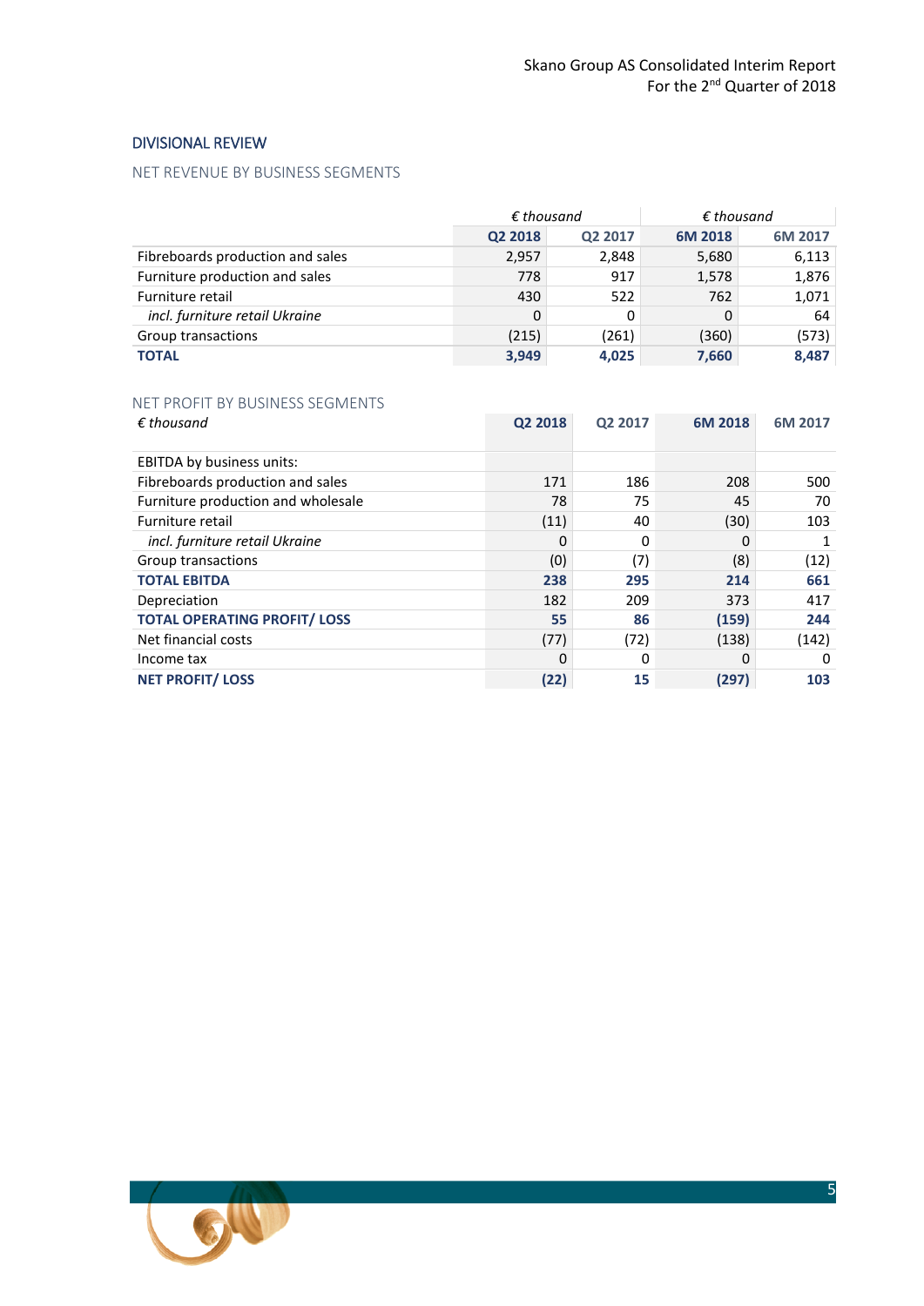## DIVISIONAL REVIEW

### NET REVENUE BY BUSINESS SEGMENTS

| | *€ thousand* | | *€ thousand* | |
|---|---|---|---|---|
| | **Q2 2018** | **Q2 2017** | **6M 2018** | **6M 2017** |
| Fibreboards production and sales | 2,957 | 2,848 | 5,680 | 6,113 |
| Furniture production and sales | 778 | 917 | 1,578 | 1,876 |
| Furniture retail | 430 | 522 | 762 | 1,071 |
| *incl. furniture retail Ukraine* | 0 | 0 | 0 | 64 |
| Group transactions | (215) | (261) | (360) | (573) |
| **TOTAL** | **3,949** | **4,025** | **7,660** | **8,487** |

### NET PROFIT BY BUSINESS SEGMENTS

| *€ thousand* | **Q2 2018** | **Q2 2017** | **6M 2018** | **6M 2017** |
|---|---|---|---|---|
| EBITDA by business units: | | | | |
| Fibreboards production and sales | 171 | 186 | 208 | 500 |
| Furniture production and wholesale | 78 | 75 | 45 | 70 |
| Furniture retail | (11) | 40 | (30) | 103 |
| *incl. furniture retail Ukraine* | 0 | 0 | 0 | 1 |
| Group transactions | (0) | (7) | (8) | (12) |
| **TOTAL EBITDA** | **238** | **295** | **214** | **661** |
| Depreciation | 182 | 209 | 373 | 417 |
| **TOTAL OPERATING PROFIT/ LOSS** | **55** | **86** | **(159)** | **244** |
| Net financial costs | (77) | (72) | (138) | (142) |
| Income tax | 0 | 0 | 0 | 0 |
| **NET PROFIT/ LOSS** | **(22)** | **15** | **(297)** | **103** |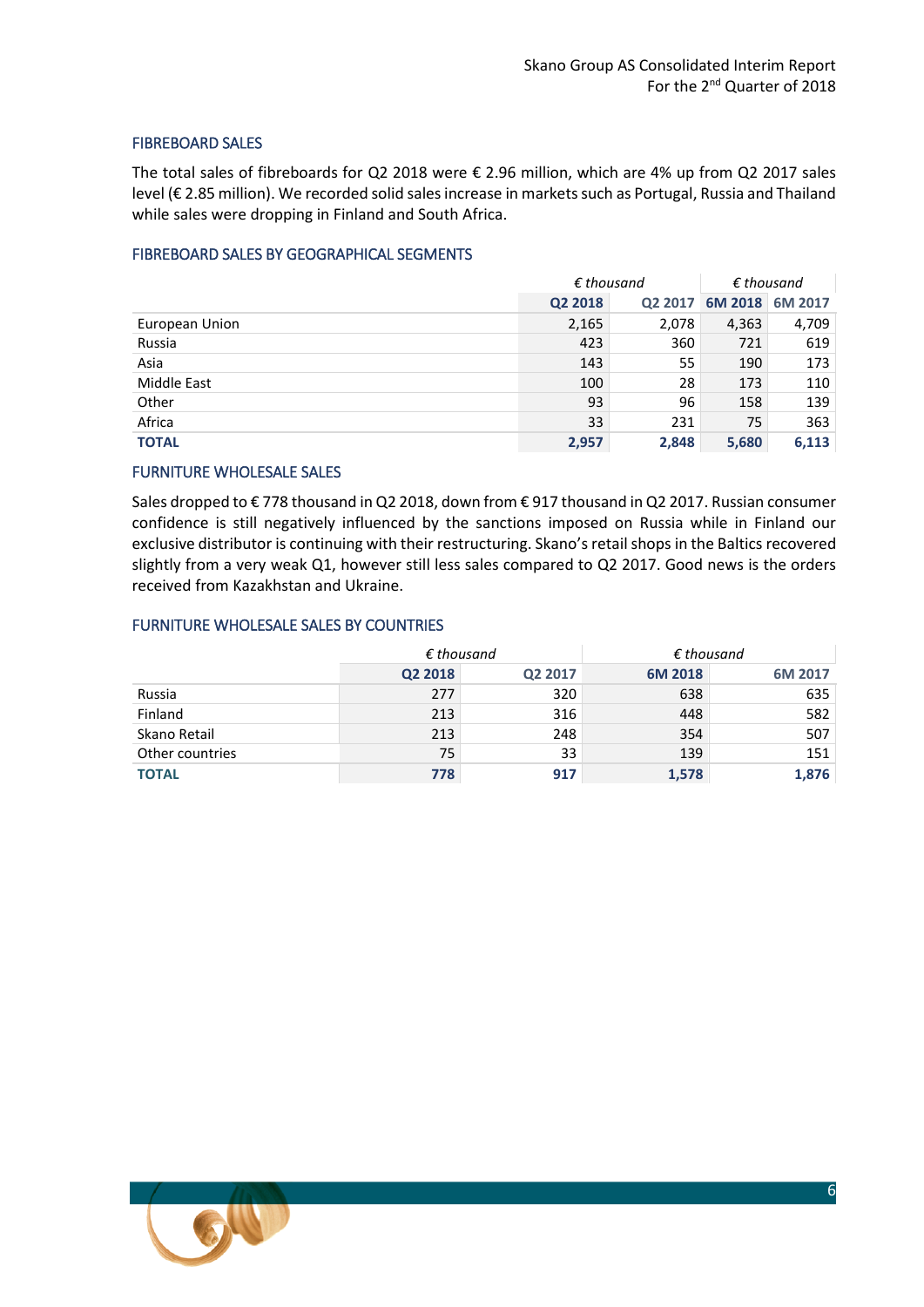## FIBREBOARD SALES

The total sales of fibreboards for Q2 2018 were € 2.96 million, which are 4% up from Q2 2017 sales level (€ 2.85 million). We recorded solid sales increase in markets such as Portugal, Russia and Thailand while sales were dropping in Finland and South Africa.

### FIBREBOARD SALES BY GEOGRAPHICAL SEGMENTS

| | *€ thousand* | | *€ thousand* | |
|---|---|---|---|---|
| | **Q2 2018** | Q2 2017 | **6M 2018** | 6M 2017 |
| European Union | 2,165 | 2,078 | 4,363 | 4,709 |
| Russia | 423 | 360 | 721 | 619 |
| Asia | 143 | 55 | 190 | 173 |
| Middle East | 100 | 28 | 173 | 110 |
| Other | 93 | 96 | 158 | 139 |
| Africa | 33 | 231 | 75 | 363 |
| **TOTAL** | **2,957** | **2,848** | **5,680** | **6,113** |

## FURNITURE WHOLESALE SALES

Sales dropped to € 778 thousand in Q2 2018, down from € 917 thousand in Q2 2017. Russian consumer confidence is still negatively influenced by the sanctions imposed on Russia while in Finland our exclusive distributor is continuing with their restructuring. Skano's retail shops in the Baltics recovered slightly from a very weak Q1, however still less sales compared to Q2 2017. Good news is the orders received from Kazakhstan and Ukraine.

### FURNITURE WHOLESALE SALES BY COUNTRIES

| | *€ thousand* | | *€ thousand* | |
|---|---|---|---|---|
| | **Q2 2018** | Q2 2017 | **6M 2018** | 6M 2017 |
| Russia | 277 | 320 | 638 | 635 |
| Finland | 213 | 316 | 448 | 582 |
| Skano Retail | 213 | 248 | 354 | 507 |
| Other countries | 75 | 33 | 139 | 151 |
| **TOTAL** | **778** | **917** | **1,578** | **1,876** |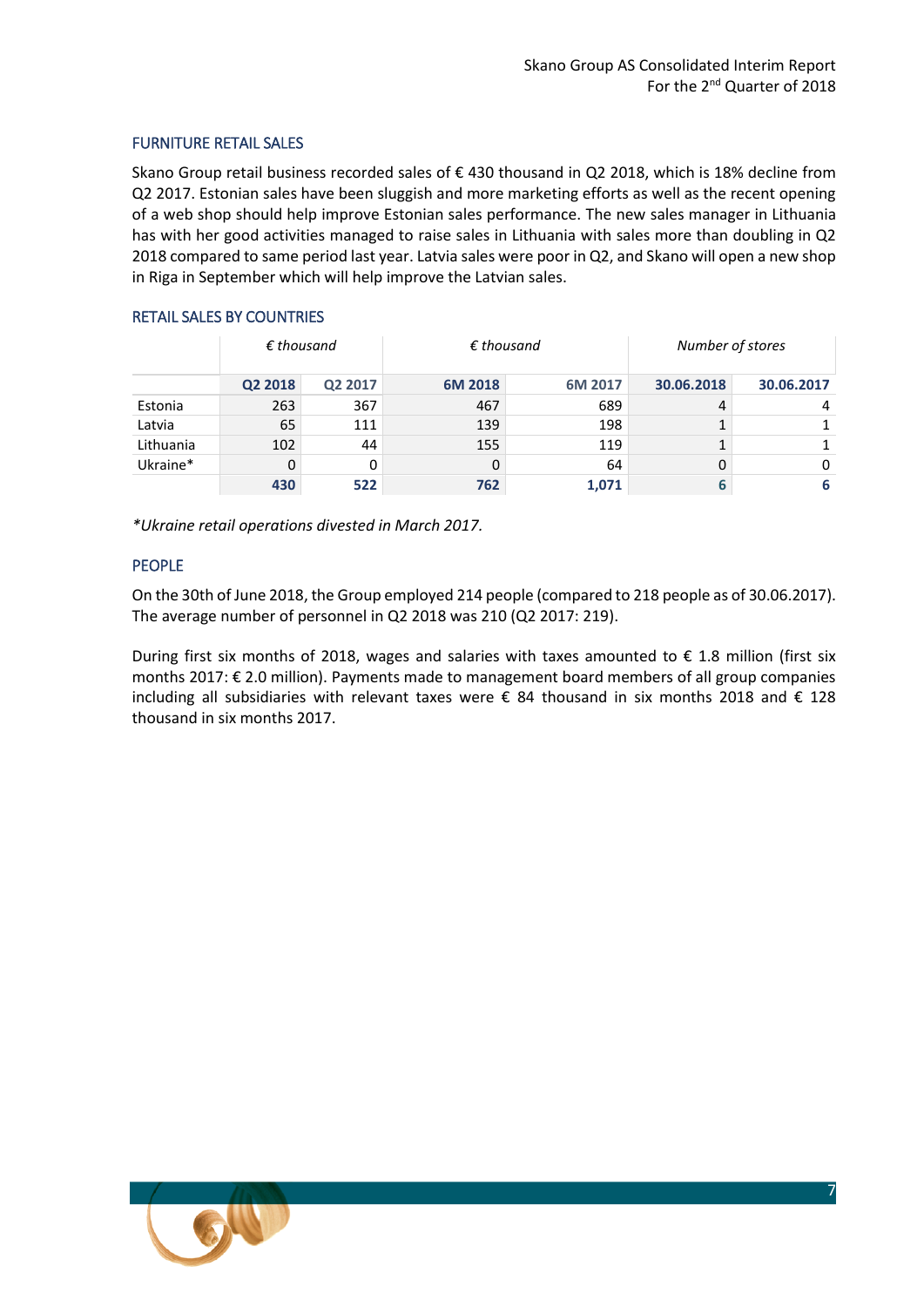## FURNITURE RETAIL SALES

Skano Group retail business recorded sales of € 430 thousand in Q2 2018, which is 18% decline from Q2 2017. Estonian sales have been sluggish and more marketing efforts as well as the recent opening of a web shop should help improve Estonian sales performance. The new sales manager in Lithuania has with her good activities managed to raise sales in Lithuania with sales more than doubling in Q2 2018 compared to same period last year. Latvia sales were poor in Q2, and Skano will open a new shop in Riga in September which will help improve the Latvian sales.

## RETAIL SALES BY COUNTRIES

| | *€ thousand* | | *€ thousand* | | *Number of stores* | |
|---|---|---|---|---|---|---|
| | **Q2 2018** | Q2 2017 | **6M 2018** | 6M 2017 | **30.06.2018** | **30.06.2017** |
| Estonia | 263 | 367 | 467 | 689 | 4 | 4 |
| Latvia | 65 | 111 | 139 | 198 | 1 | 1 |
| Lithuania | 102 | 44 | 155 | 119 | 1 | 1 |
| Ukraine* | 0 | 0 | 0 | 64 | 0 | 0 |
| | **430** | **522** | **762** | **1,071** | **6** | **6** |

*\*Ukraine retail operations divested in March 2017.*

## PEOPLE

On the 30th of June 2018, the Group employed 214 people (compared to 218 people as of 30.06.2017). The average number of personnel in Q2 2018 was 210 (Q2 2017: 219).

During first six months of 2018, wages and salaries with taxes amounted to € 1.8 million (first six months 2017: € 2.0 million). Payments made to management board members of all group companies including all subsidiaries with relevant taxes were € 84 thousand in six months 2018 and € 128 thousand in six months 2017.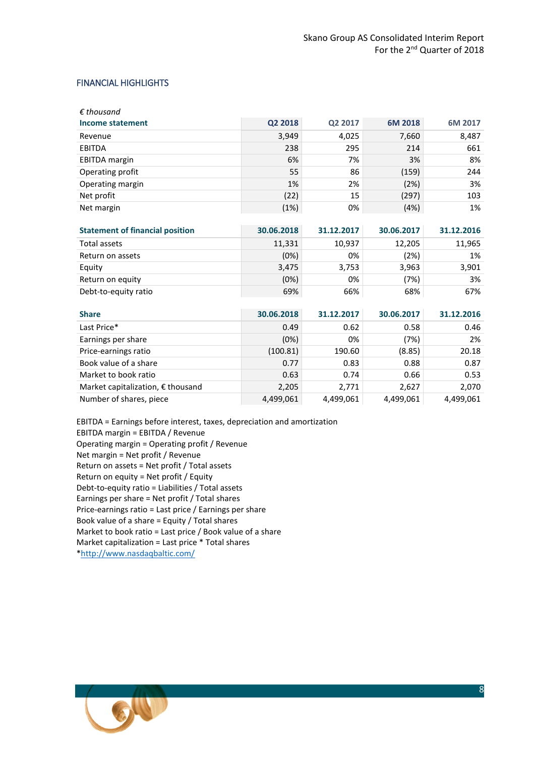## FINANCIAL HIGHLIGHTS

*€ thousand*

| Income statement | Q2 2018 | Q2 2017 | 6M 2018 | 6M 2017 |
|---|---|---|---|---|
| Revenue | 3,949 | 4,025 | 7,660 | 8,487 |
| EBITDA | 238 | 295 | 214 | 661 |
| EBITDA margin | 6% | 7% | 3% | 8% |
| Operating profit | 55 | 86 | (159) | 244 |
| Operating margin | 1% | 2% | (2%) | 3% |
| Net profit | (22) | 15 | (297) | 103 |
| Net margin | (1%) | 0% | (4%) | 1% |

| Statement of financial position | 30.06.2018 | 31.12.2017 | 30.06.2017 | 31.12.2016 |
|---|---|---|---|---|
| Total assets | 11,331 | 10,937 | 12,205 | 11,965 |
| Return on assets | (0%) | 0% | (2%) | 1% |
| Equity | 3,475 | 3,753 | 3,963 | 3,901 |
| Return on equity | (0%) | 0% | (7%) | 3% |
| Debt-to-equity ratio | 69% | 66% | 68% | 67% |

| Share | 30.06.2018 | 31.12.2017 | 30.06.2017 | 31.12.2016 |
|---|---|---|---|---|
| Last Price* | 0.49 | 0.62 | 0.58 | 0.46 |
| Earnings per share | (0%) | 0% | (7%) | 2% |
| Price-earnings ratio | (100.81) | 190.60 | (8.85) | 20.18 |
| Book value of a share | 0.77 | 0.83 | 0.88 | 0.87 |
| Market to book ratio | 0.63 | 0.74 | 0.66 | 0.53 |
| Market capitalization, € thousand | 2,205 | 2,771 | 2,627 | 2,070 |
| Number of shares, piece | 4,499,061 | 4,499,061 | 4,499,061 | 4,499,061 |

EBITDA = Earnings before interest, taxes, depreciation and amortization
EBITDA margin = EBITDA / Revenue
Operating margin = Operating profit / Revenue
Net margin = Net profit / Revenue
Return on assets = Net profit / Total assets
Return on equity = Net profit / Equity
Debt-to-equity ratio = Liabilities / Total assets
Earnings per share = Net profit / Total shares
Price-earnings ratio = Last price / Earnings per share
Book value of a share = Equity / Total shares
Market to book ratio = Last price / Book value of a share
Market capitalization = Last price * Total shares
*http://www.nasdaqbaltic.com/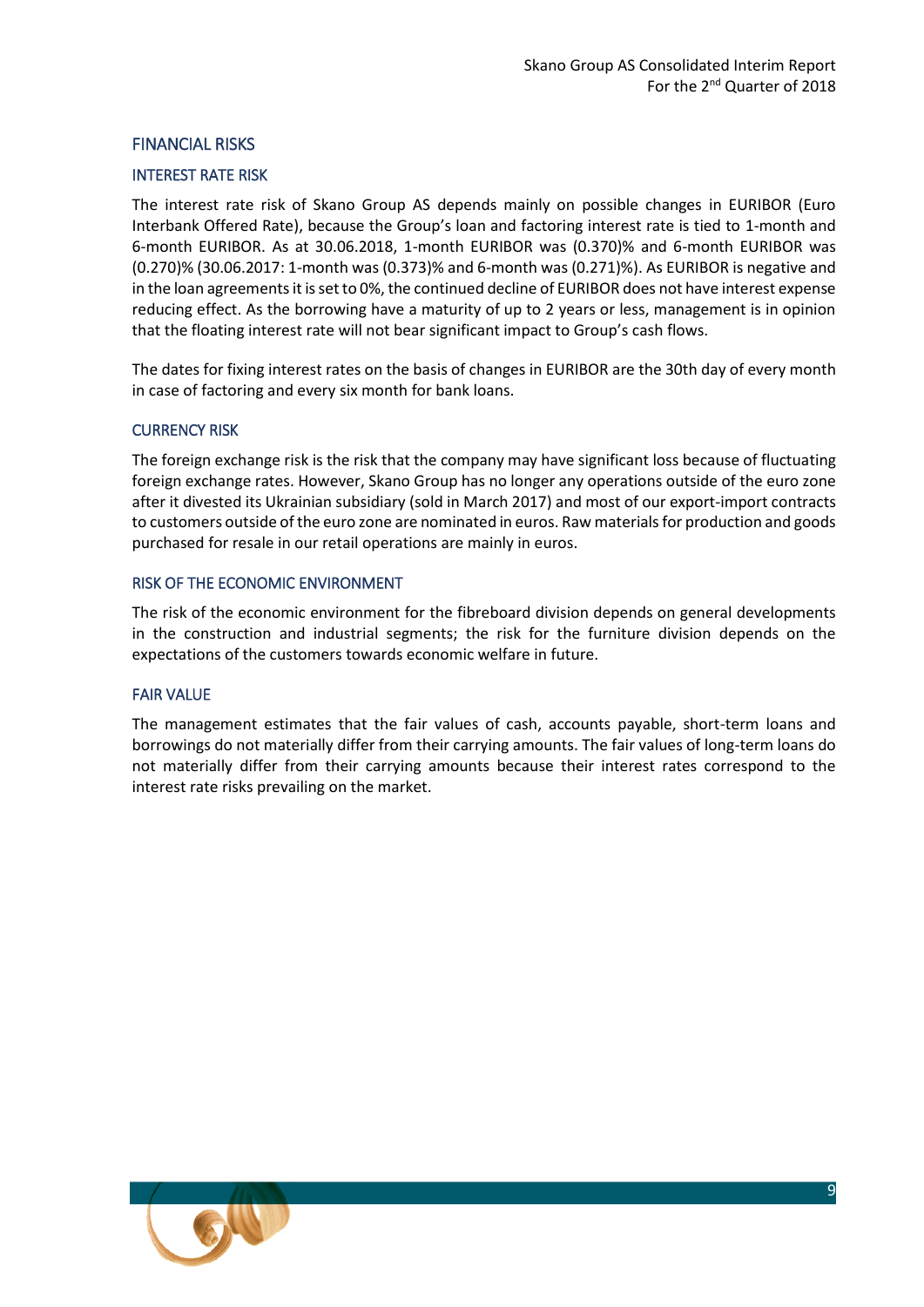## FINANCIAL RISKS

### INTEREST RATE RISK

The interest rate risk of Skano Group AS depends mainly on possible changes in EURIBOR (Euro Interbank Offered Rate), because the Group's loan and factoring interest rate is tied to 1-month and 6-month EURIBOR. As at 30.06.2018, 1-month EURIBOR was (0.370)% and 6-month EURIBOR was (0.270)% (30.06.2017: 1-month was (0.373)% and 6-month was (0.271)%). As EURIBOR is negative and in the loan agreements it is set to 0%, the continued decline of EURIBOR does not have interest expense reducing effect. As the borrowing have a maturity of up to 2 years or less, management is in opinion that the floating interest rate will not bear significant impact to Group's cash flows.

The dates for fixing interest rates on the basis of changes in EURIBOR are the 30th day of every month in case of factoring and every six month for bank loans.

### CURRENCY RISK

The foreign exchange risk is the risk that the company may have significant loss because of fluctuating foreign exchange rates. However, Skano Group has no longer any operations outside of the euro zone after it divested its Ukrainian subsidiary (sold in March 2017) and most of our export-import contracts to customers outside of the euro zone are nominated in euros. Raw materials for production and goods purchased for resale in our retail operations are mainly in euros.

### RISK OF THE ECONOMIC ENVIRONMENT

The risk of the economic environment for the fibreboard division depends on general developments in the construction and industrial segments; the risk for the furniture division depends on the expectations of the customers towards economic welfare in future.

### FAIR VALUE

The management estimates that the fair values of cash, accounts payable, short-term loans and borrowings do not materially differ from their carrying amounts. The fair values of long-term loans do not materially differ from their carrying amounts because their interest rates correspond to the interest rate risks prevailing on the market.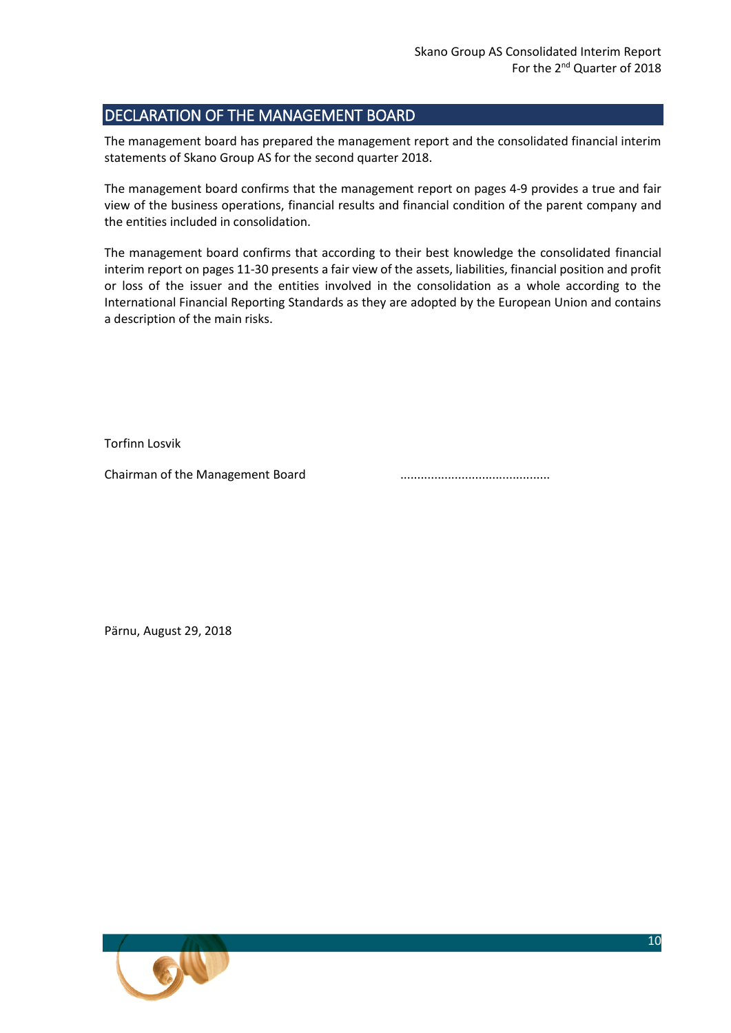## DECLARATION OF THE MANAGEMENT BOARD

The management board has prepared the management report and the consolidated financial interim statements of Skano Group AS for the second quarter 2018.

The management board confirms that the management report on pages 4-9 provides a true and fair view of the business operations, financial results and financial condition of the parent company and the entities included in consolidation.

The management board confirms that according to their best knowledge the consolidated financial interim report on pages 11-30 presents a fair view of the assets, liabilities, financial position and profit or loss of the issuer and the entities involved in the consolidation as a whole according to the International Financial Reporting Standards as they are adopted by the European Union and contains a description of the main risks.

Torfinn Losvik

Chairman of the Management Board ............................................

Pärnu, August 29, 2018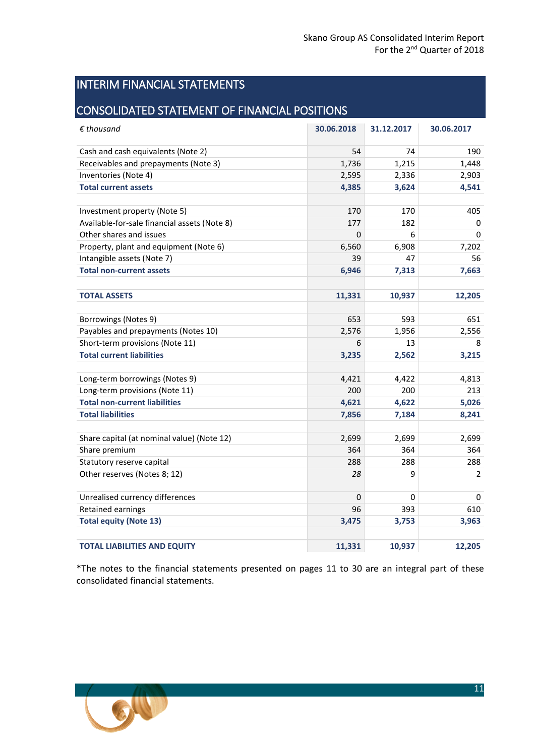# INTERIM FINANCIAL STATEMENTS

## CONSOLIDATED STATEMENT OF FINANCIAL POSITIONS

| *€ thousand* | 30.06.2018 | 31.12.2017 | 30.06.2017 |
|---|---|---|---|
| Cash and cash equivalents (Note 2) | 54 | 74 | 190 |
| Receivables and prepayments (Note 3) | 1,736 | 1,215 | 1,448 |
| Inventories (Note 4) | 2,595 | 2,336 | 2,903 |
| **Total current assets** | **4,385** | **3,624** | **4,541** |
| | | | |
| Investment property (Note 5) | 170 | 170 | 405 |
| Available-for-sale financial assets (Note 8) | 177 | 182 | 0 |
| Other shares and issues | 0 | 6 | 0 |
| Property, plant and equipment (Note 6) | 6,560 | 6,908 | 7,202 |
| Intangible assets (Note 7) | 39 | 47 | 56 |
| **Total non-current assets** | **6,946** | **7,313** | **7,663** |
| | | | |
| **TOTAL ASSETS** | **11,331** | **10,937** | **12,205** |
| | | | |
| Borrowings (Notes 9) | 653 | 593 | 651 |
| Payables and prepayments (Notes 10) | 2,576 | 1,956 | 2,556 |
| Short-term provisions (Note 11) | 6 | 13 | 8 |
| **Total current liabilities** | **3,235** | **2,562** | **3,215** |
| | | | |
| Long-term borrowings (Notes 9) | 4,421 | 4,422 | 4,813 |
| Long-term provisions (Note 11) | 200 | 200 | 213 |
| **Total non-current liabilities** | **4,621** | **4,622** | **5,026** |
| **Total liabilities** | **7,856** | **7,184** | **8,241** |
| | | | |
| Share capital (at nominal value) (Note 12) | 2,699 | 2,699 | 2,699 |
| Share premium | 364 | 364 | 364 |
| Statutory reserve capital | 288 | 288 | 288 |
| Other reserves (Notes 8; 12) | *28* | 9 | 2 |
| | | | |
| Unrealised currency differences | 0 | 0 | 0 |
| Retained earnings | 96 | 393 | 610 |
| **Total equity (Note 13)** | **3,475** | **3,753** | **3,963** |
| | | | |
| **TOTAL LIABILITIES AND EQUITY** | **11,331** | **10,937** | **12,205** |

*The notes to the financial statements presented on pages 11 to 30 are an integral part of these consolidated financial statements.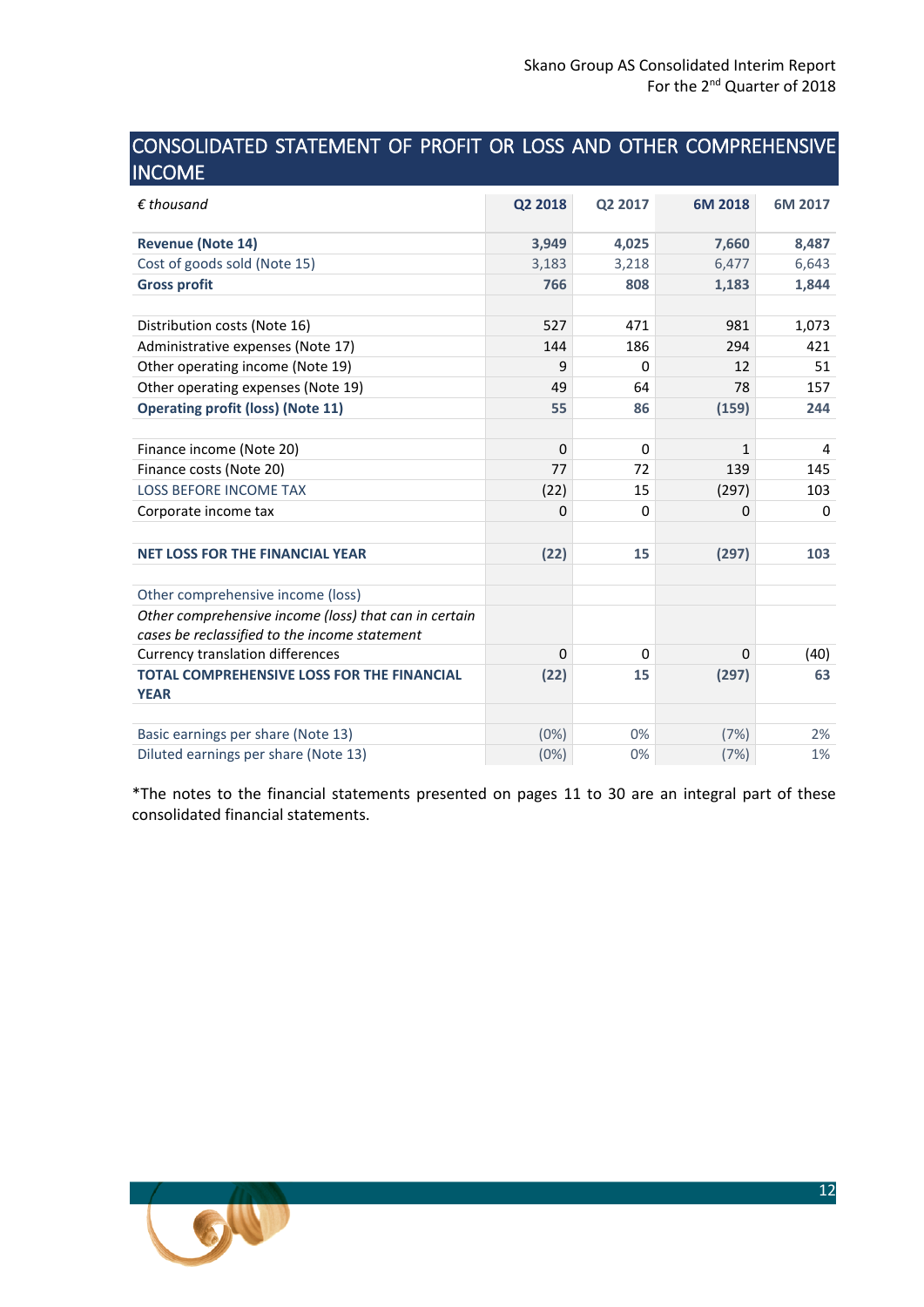# CONSOLIDATED STATEMENT OF PROFIT OR LOSS AND OTHER COMPREHENSIVE INCOME

| *€ thousand* | Q2 2018 | Q2 2017 | 6M 2018 | 6M 2017 |
|---|---|---|---|---|
| **Revenue (Note 14)** | **3,949** | **4,025** | **7,660** | **8,487** |
| Cost of goods sold (Note 15) | 3,183 | 3,218 | 6,477 | 6,643 |
| **Gross profit** | **766** | **808** | **1,183** | **1,844** |
| | | | | |
| Distribution costs (Note 16) | 527 | 471 | 981 | 1,073 |
| Administrative expenses (Note 17) | 144 | 186 | 294 | 421 |
| Other operating income (Note 19) | 9 | 0 | 12 | 51 |
| Other operating expenses (Note 19) | 49 | 64 | 78 | 157 |
| **Operating profit (loss) (Note 11)** | **55** | **86** | **(159)** | **244** |
| | | | | |
| Finance income (Note 20) | 0 | 0 | 1 | 4 |
| Finance costs (Note 20) | 77 | 72 | 139 | 145 |
| LOSS BEFORE INCOME TAX | (22) | 15 | (297) | 103 |
| Corporate income tax | 0 | 0 | 0 | 0 |
| | | | | |
| **NET LOSS FOR THE FINANCIAL YEAR** | **(22)** | **15** | **(297)** | **103** |
| | | | | |
| Other comprehensive income (loss) | | | | |
| *Other comprehensive income (loss) that can in certain cases be reclassified to the income statement* | | | | |
| Currency translation differences | 0 | 0 | 0 | (40) |
| **TOTAL COMPREHENSIVE LOSS FOR THE FINANCIAL YEAR** | **(22)** | **15** | **(297)** | **63** |
| | | | | |
| Basic earnings per share (Note 13) | (0%) | 0% | (7%) | 2% |
| Diluted earnings per share (Note 13) | (0%) | 0% | (7%) | 1% |

*The notes to the financial statements presented on pages 11 to 30 are an integral part of these consolidated financial statements.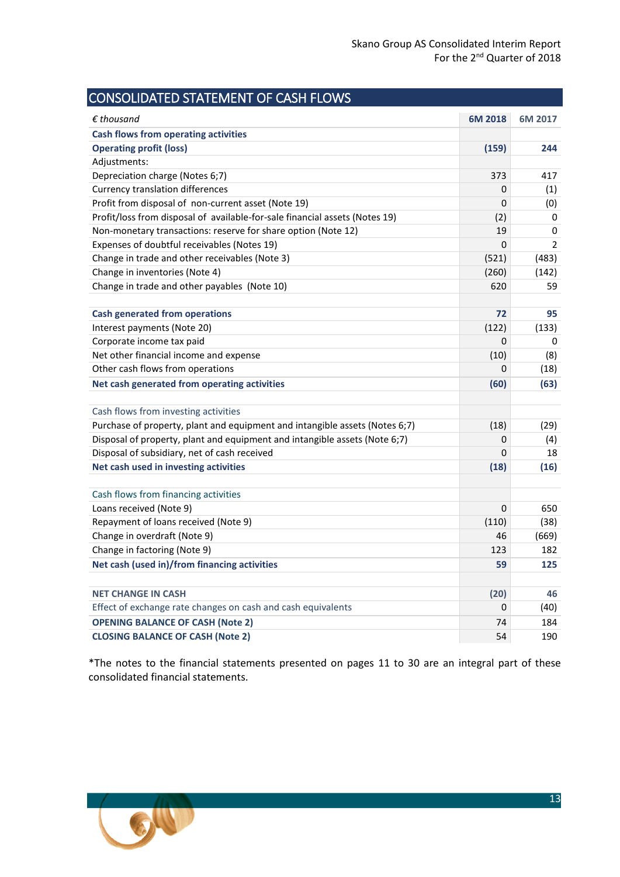## CONSOLIDATED STATEMENT OF CASH FLOWS

| *€ thousand* | 6M 2018 | 6M 2017 |
|---|---|---|
| **Cash flows from operating activities** | | |
| **Operating profit (loss)** | **(159)** | **244** |
| Adjustments: | | |
| Depreciation charge (Notes 6;7) | 373 | 417 |
| Currency translation differences | 0 | (1) |
| Profit from disposal of non-current asset (Note 19) | 0 | (0) |
| Profit/loss from disposal of available-for-sale financial assets (Notes 19) | (2) | 0 |
| Non-monetary transactions: reserve for share option (Note 12) | 19 | 0 |
| Expenses of doubtful receivables (Notes 19) | 0 | 2 |
| Change in trade and other receivables (Note 3) | (521) | (483) |
| Change in inventories (Note 4) | (260) | (142) |
| Change in trade and other payables (Note 10) | 620 | 59 |
| | | |
| **Cash generated from operations** | **72** | **95** |
| Interest payments (Note 20) | (122) | (133) |
| Corporate income tax paid | 0 | 0 |
| Net other financial income and expense | (10) | (8) |
| Other cash flows from operations | 0 | (18) |
| **Net cash generated from operating activities** | **(60)** | **(63)** |
| | | |
| Cash flows from investing activities | | |
| Purchase of property, plant and equipment and intangible assets (Notes 6;7) | (18) | (29) |
| Disposal of property, plant and equipment and intangible assets (Note 6;7) | 0 | (4) |
| Disposal of subsidiary, net of cash received | 0 | 18 |
| **Net cash used in investing activities** | **(18)** | **(16)** |
| | | |
| Cash flows from financing activities | | |
| Loans received (Note 9) | 0 | 650 |
| Repayment of loans received (Note 9) | (110) | (38) |
| Change in overdraft (Note 9) | 46 | (669) |
| Change in factoring (Note 9) | 123 | 182 |
| **Net cash (used in)/from financing activities** | **59** | **125** |
| | | |
| **NET CHANGE IN CASH** | **(20)** | **46** |
| Effect of exchange rate changes on cash and cash equivalents | 0 | (40) |
| **OPENING BALANCE OF CASH (Note 2)** | 74 | 184 |
| **CLOSING BALANCE OF CASH (Note 2)** | 54 | 190 |

*The notes to the financial statements presented on pages 11 to 30 are an integral part of these consolidated financial statements.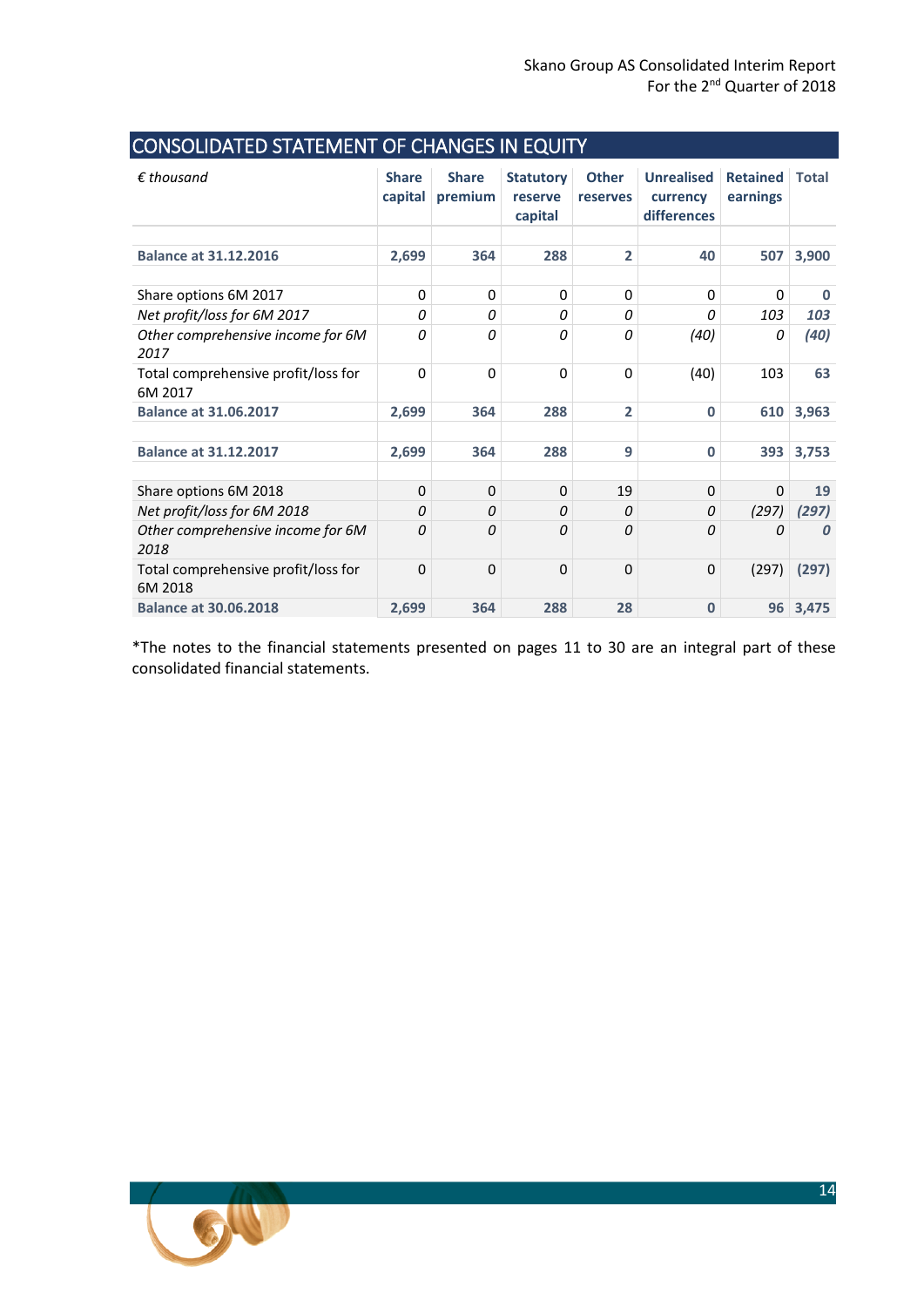# CONSOLIDATED STATEMENT OF CHANGES IN EQUITY

| *€ thousand* | Share capital | Share premium | Statutory reserve capital | Other reserves | Unrealised currency differences | Retained earnings | Total |
|---|---|---|---|---|---|---|---|
| **Balance at 31.12.2016** | **2,699** | **364** | **288** | **2** | **40** | **507** | **3,900** |
| Share options 6M 2017 | 0 | 0 | 0 | 0 | 0 | 0 | **0** |
| *Net profit/loss for 6M 2017* | *0* | *0* | *0* | *0* | *0* | *103* | ***103*** |
| *Other comprehensive income for 6M 2017* | *0* | *0* | *0* | *0* | *(40)* | *0* | ***(40)*** |
| Total comprehensive profit/loss for 6M 2017 | 0 | 0 | 0 | 0 | (40) | 103 | **63** |
| **Balance at 31.06.2017** | **2,699** | **364** | **288** | **2** | **0** | **610** | **3,963** |
| **Balance at 31.12.2017** | **2,699** | **364** | **288** | **9** | **0** | **393** | **3,753** |
| Share options 6M 2018 | 0 | 0 | 0 | 19 | 0 | 0 | **19** |
| *Net profit/loss for 6M 2018* | *0* | *0* | *0* | *0* | *0* | *(297)* | ***(297)*** |
| *Other comprehensive income for 6M 2018* | *0* | *0* | *0* | *0* | *0* | *0* | ***0*** |
| Total comprehensive profit/loss for 6M 2018 | 0 | 0 | 0 | 0 | 0 | (297) | **(297)** |
| **Balance at 30.06.2018** | **2,699** | **364** | **288** | **28** | **0** | **96** | **3,475** |

*The notes to the financial statements presented on pages 11 to 30 are an integral part of these consolidated financial statements.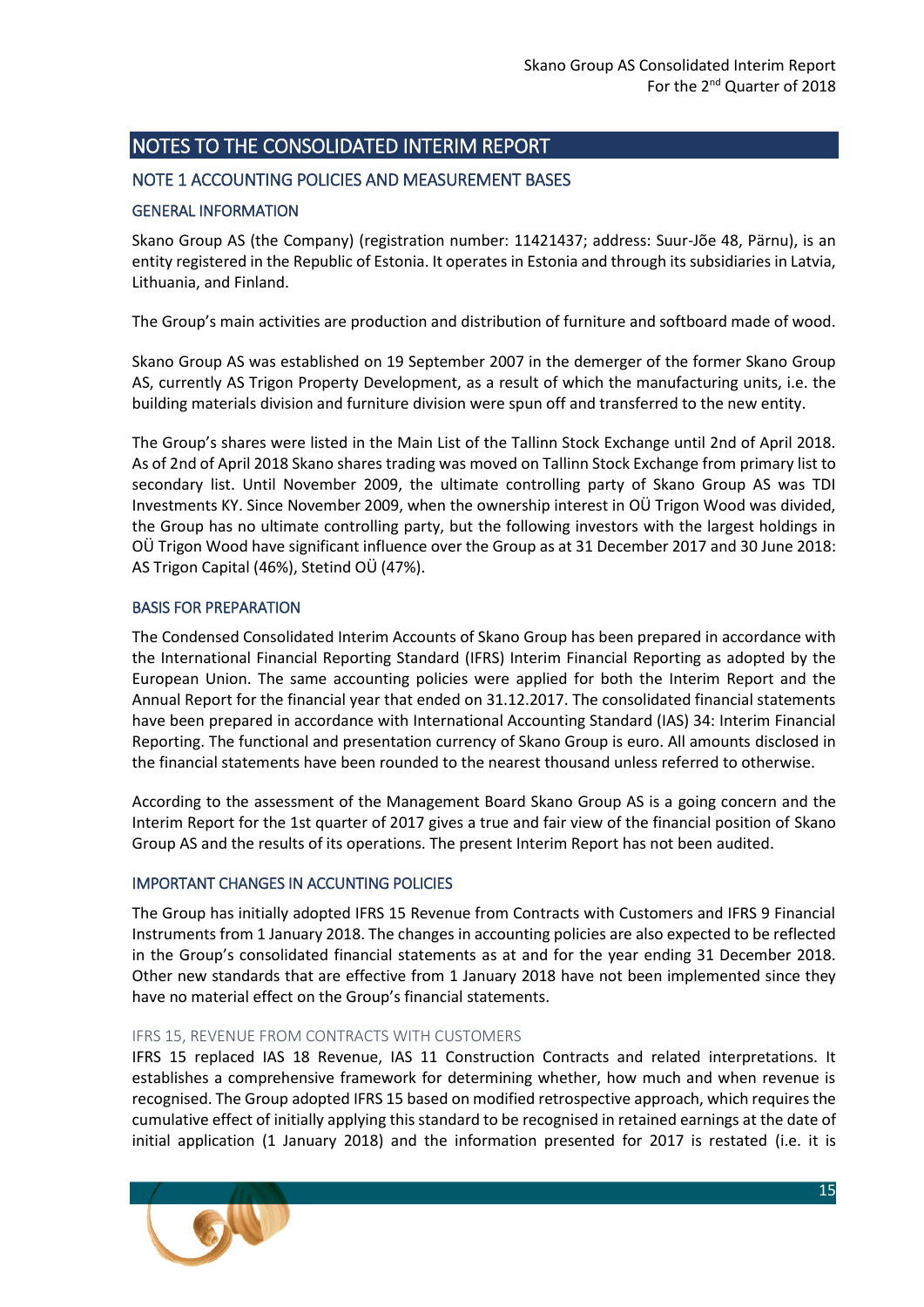# NOTES TO THE CONSOLIDATED INTERIM REPORT

## NOTE 1 ACCOUNTING POLICIES AND MEASUREMENT BASES

### GENERAL INFORMATION

Skano Group AS (the Company) (registration number: 11421437; address: Suur-Jõe 48, Pärnu), is an entity registered in the Republic of Estonia. It operates in Estonia and through its subsidiaries in Latvia, Lithuania, and Finland.

The Group's main activities are production and distribution of furniture and softboard made of wood.

Skano Group AS was established on 19 September 2007 in the demerger of the former Skano Group AS, currently AS Trigon Property Development, as a result of which the manufacturing units, i.e. the building materials division and furniture division were spun off and transferred to the new entity.

The Group's shares were listed in the Main List of the Tallinn Stock Exchange until 2nd of April 2018. As of 2nd of April 2018 Skano shares trading was moved on Tallinn Stock Exchange from primary list to secondary list. Until November 2009, the ultimate controlling party of Skano Group AS was TDI Investments KY. Since November 2009, when the ownership interest in OÜ Trigon Wood was divided, the Group has no ultimate controlling party, but the following investors with the largest holdings in OÜ Trigon Wood have significant influence over the Group as at 31 December 2017 and 30 June 2018: AS Trigon Capital (46%), Stetind OÜ (47%).

### BASIS FOR PREPARATION

The Condensed Consolidated Interim Accounts of Skano Group has been prepared in accordance with the International Financial Reporting Standard (IFRS) Interim Financial Reporting as adopted by the European Union. The same accounting policies were applied for both the Interim Report and the Annual Report for the financial year that ended on 31.12.2017. The consolidated financial statements have been prepared in accordance with International Accounting Standard (IAS) 34: Interim Financial Reporting. The functional and presentation currency of Skano Group is euro. All amounts disclosed in the financial statements have been rounded to the nearest thousand unless referred to otherwise.

According to the assessment of the Management Board Skano Group AS is a going concern and the Interim Report for the 1st quarter of 2017 gives a true and fair view of the financial position of Skano Group AS and the results of its operations. The present Interim Report has not been audited.

### IMPORTANT CHANGES IN ACCUNTING POLICIES

The Group has initially adopted IFRS 15 Revenue from Contracts with Customers and IFRS 9 Financial Instruments from 1 January 2018. The changes in accounting policies are also expected to be reflected in the Group's consolidated financial statements as at and for the year ending 31 December 2018. Other new standards that are effective from 1 January 2018 have not been implemented since they have no material effect on the Group's financial statements.

#### IFRS 15, REVENUE FROM CONTRACTS WITH CUSTOMERS

IFRS 15 replaced IAS 18 Revenue, IAS 11 Construction Contracts and related interpretations. It establishes a comprehensive framework for determining whether, how much and when revenue is recognised. The Group adopted IFRS 15 based on modified retrospective approach, which requires the cumulative effect of initially applying this standard to be recognised in retained earnings at the date of initial application (1 January 2018) and the information presented for 2017 is restated (i.e. it is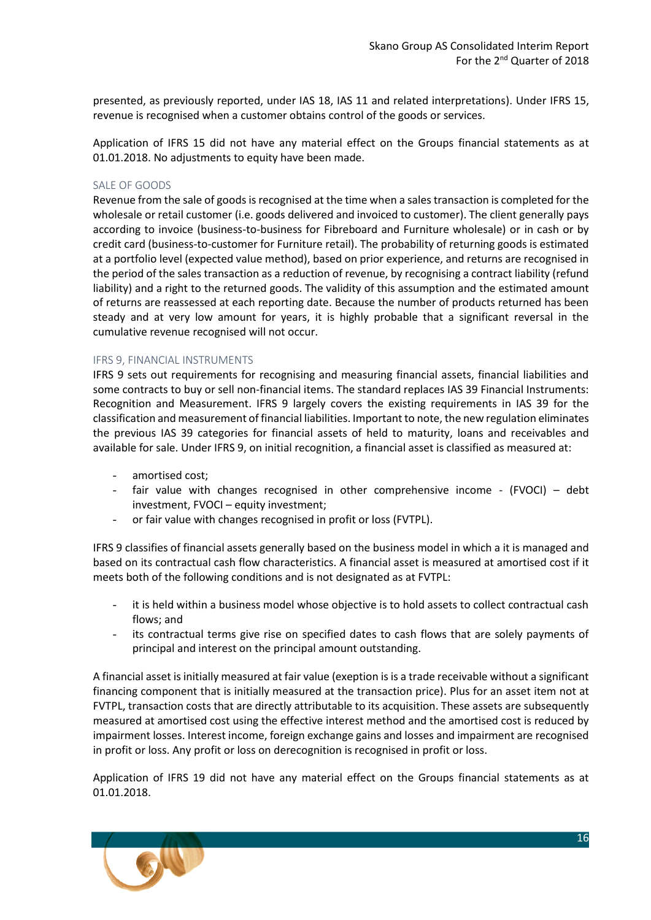presented, as previously reported, under IAS 18, IAS 11 and related interpretations). Under IFRS 15, revenue is recognised when a customer obtains control of the goods or services.

Application of IFRS 15 did not have any material effect on the Groups financial statements as at 01.01.2018. No adjustments to equity have been made.

### SALE OF GOODS

Revenue from the sale of goods is recognised at the time when a sales transaction is completed for the wholesale or retail customer (i.e. goods delivered and invoiced to customer). The client generally pays according to invoice (business-to-business for Fibreboard and Furniture wholesale) or in cash or by credit card (business-to-customer for Furniture retail). The probability of returning goods is estimated at a portfolio level (expected value method), based on prior experience, and returns are recognised in the period of the sales transaction as a reduction of revenue, by recognising a contract liability (refund liability) and a right to the returned goods. The validity of this assumption and the estimated amount of returns are reassessed at each reporting date. Because the number of products returned has been steady and at very low amount for years, it is highly probable that a significant reversal in the cumulative revenue recognised will not occur.

### IFRS 9, FINANCIAL INSTRUMENTS

IFRS 9 sets out requirements for recognising and measuring financial assets, financial liabilities and some contracts to buy or sell non-financial items. The standard replaces IAS 39 Financial Instruments: Recognition and Measurement. IFRS 9 largely covers the existing requirements in IAS 39 for the classification and measurement of financial liabilities. Important to note, the new regulation eliminates the previous IAS 39 categories for financial assets of held to maturity, loans and receivables and available for sale. Under IFRS 9, on initial recognition, a financial asset is classified as measured at:

- amortised cost;
- fair value with changes recognised in other comprehensive income - (FVOCI) – debt investment, FVOCI – equity investment;
- or fair value with changes recognised in profit or loss (FVTPL).

IFRS 9 classifies of financial assets generally based on the business model in which a it is managed and based on its contractual cash flow characteristics. A financial asset is measured at amortised cost if it meets both of the following conditions and is not designated as at FVTPL:

- it is held within a business model whose objective is to hold assets to collect contractual cash flows; and
- its contractual terms give rise on specified dates to cash flows that are solely payments of principal and interest on the principal amount outstanding.

A financial asset is initially measured at fair value (exeption is is a trade receivable without a significant financing component that is initially measured at the transaction price). Plus for an asset item not at FVTPL, transaction costs that are directly attributable to its acquisition. These assets are subsequently measured at amortised cost using the effective interest method and the amortised cost is reduced by impairment losses. Interest income, foreign exchange gains and losses and impairment are recognised in profit or loss. Any profit or loss on derecognition is recognised in profit or loss.

Application of IFRS 19 did not have any material effect on the Groups financial statements as at 01.01.2018.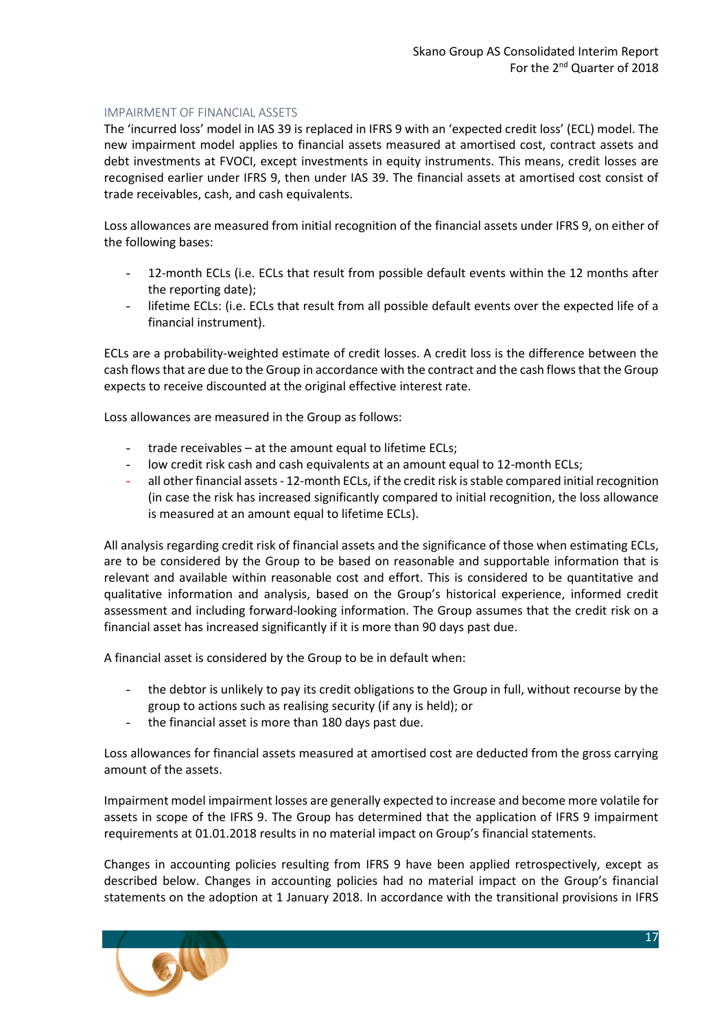### IMPAIRMENT OF FINANCIAL ASSETS

The 'incurred loss' model in IAS 39 is replaced in IFRS 9 with an 'expected credit loss' (ECL) model. The new impairment model applies to financial assets measured at amortised cost, contract assets and debt investments at FVOCI, except investments in equity instruments. This means, credit losses are recognised earlier under IFRS 9, then under IAS 39. The financial assets at amortised cost consist of trade receivables, cash, and cash equivalents.

Loss allowances are measured from initial recognition of the financial assets under IFRS 9, on either of the following bases:

- 12-month ECLs (i.e. ECLs that result from possible default events within the 12 months after the reporting date);
- lifetime ECLs: (i.e. ECLs that result from all possible default events over the expected life of a financial instrument).

ECLs are a probability-weighted estimate of credit losses. A credit loss is the difference between the cash flows that are due to the Group in accordance with the contract and the cash flows that the Group expects to receive discounted at the original effective interest rate.

Loss allowances are measured in the Group as follows:

- trade receivables – at the amount equal to lifetime ECLs;
- low credit risk cash and cash equivalents at an amount equal to 12-month ECLs;
- all other financial assets - 12-month ECLs, if the credit risk is stable compared initial recognition (in case the risk has increased significantly compared to initial recognition, the loss allowance is measured at an amount equal to lifetime ECLs).

All analysis regarding credit risk of financial assets and the significance of those when estimating ECLs, are to be considered by the Group to be based on reasonable and supportable information that is relevant and available within reasonable cost and effort. This is considered to be quantitative and qualitative information and analysis, based on the Group's historical experience, informed credit assessment and including forward-looking information. The Group assumes that the credit risk on a financial asset has increased significantly if it is more than 90 days past due.

A financial asset is considered by the Group to be in default when:

- the debtor is unlikely to pay its credit obligations to the Group in full, without recourse by the group to actions such as realising security (if any is held); or
- the financial asset is more than 180 days past due.

Loss allowances for financial assets measured at amortised cost are deducted from the gross carrying amount of the assets.

Impairment model impairment losses are generally expected to increase and become more volatile for assets in scope of the IFRS 9. The Group has determined that the application of IFRS 9 impairment requirements at 01.01.2018 results in no material impact on Group's financial statements.

Changes in accounting policies resulting from IFRS 9 have been applied retrospectively, except as described below. Changes in accounting policies had no material impact on the Group's financial statements on the adoption at 1 January 2018. In accordance with the transitional provisions in IFRS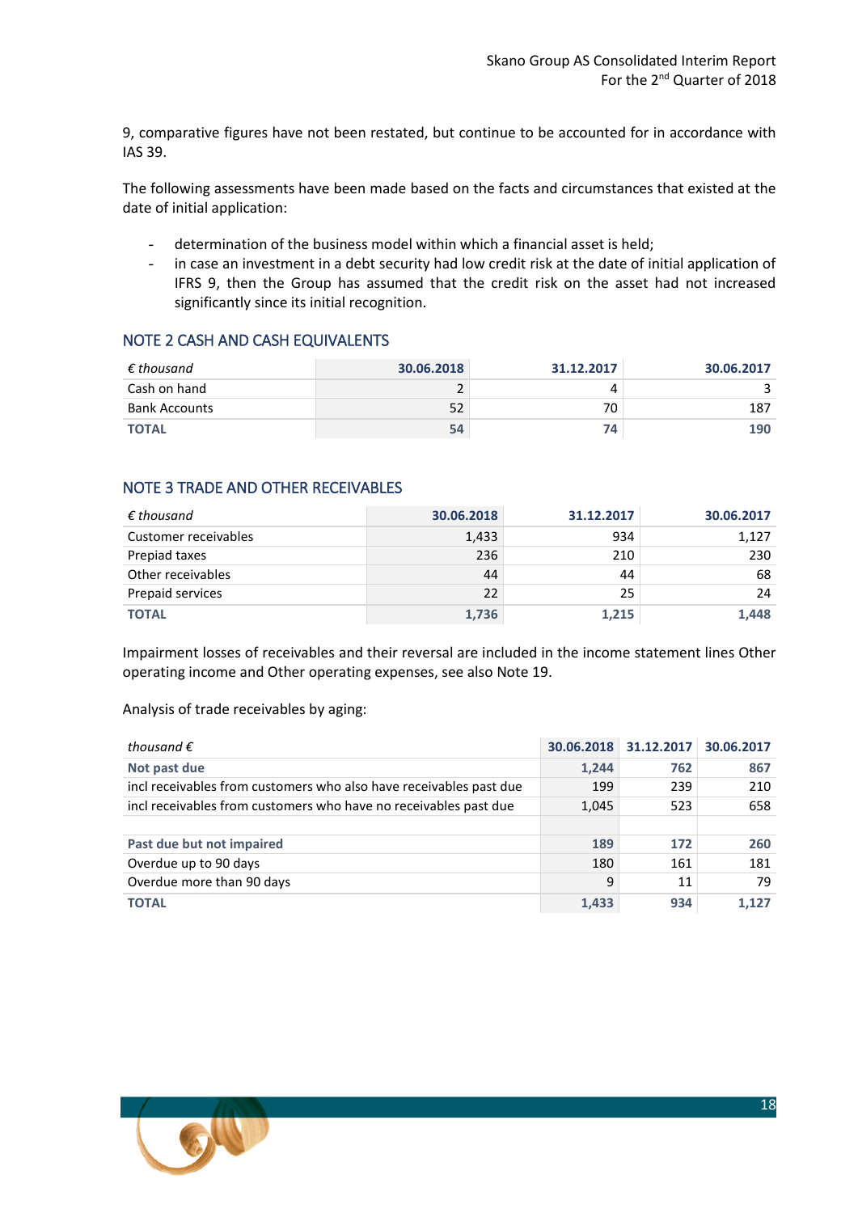9, comparative figures have not been restated, but continue to be accounted for in accordance with IAS 39.

The following assessments have been made based on the facts and circumstances that existed at the date of initial application:

- determination of the business model within which a financial asset is held;
- in case an investment in a debt security had low credit risk at the date of initial application of IFRS 9, then the Group has assumed that the credit risk on the asset had not increased significantly since its initial recognition.

## NOTE 2 CASH AND CASH EQUIVALENTS

| *€ thousand* | 30.06.2018 | 31.12.2017 | 30.06.2017 |
|---|---|---|---|
| Cash on hand | 2 | 4 | 3 |
| Bank Accounts | 52 | 70 | 187 |
| **TOTAL** | **54** | **74** | **190** |

## NOTE 3 TRADE AND OTHER RECEIVABLES

| *€ thousand* | 30.06.2018 | 31.12.2017 | 30.06.2017 |
|---|---|---|---|
| Customer receivables | 1,433 | 934 | 1,127 |
| Prepaid taxes | 236 | 210 | 230 |
| Other receivables | 44 | 44 | 68 |
| Prepaid services | 22 | 25 | 24 |
| **TOTAL** | **1,736** | **1,215** | **1,448** |

Impairment losses of receivables and their reversal are included in the income statement lines Other operating income and Other operating expenses, see also Note 19.

Analysis of trade receivables by aging:

| *thousand €* | 30.06.2018 | 31.12.2017 | 30.06.2017 |
|---|---|---|---|
| **Not past due** | **1,244** | **762** | **867** |
| incl receivables from customers who also have receivables past due | 199 | 239 | 210 |
| incl receivables from customers who have no receivables past due | 1,045 | 523 | 658 |
| | | | |
| **Past due but not impaired** | **189** | **172** | **260** |
| Overdue up to 90 days | 180 | 161 | 181 |
| Overdue more than 90 days | 9 | 11 | 79 |
| **TOTAL** | **1,433** | **934** | **1,127** |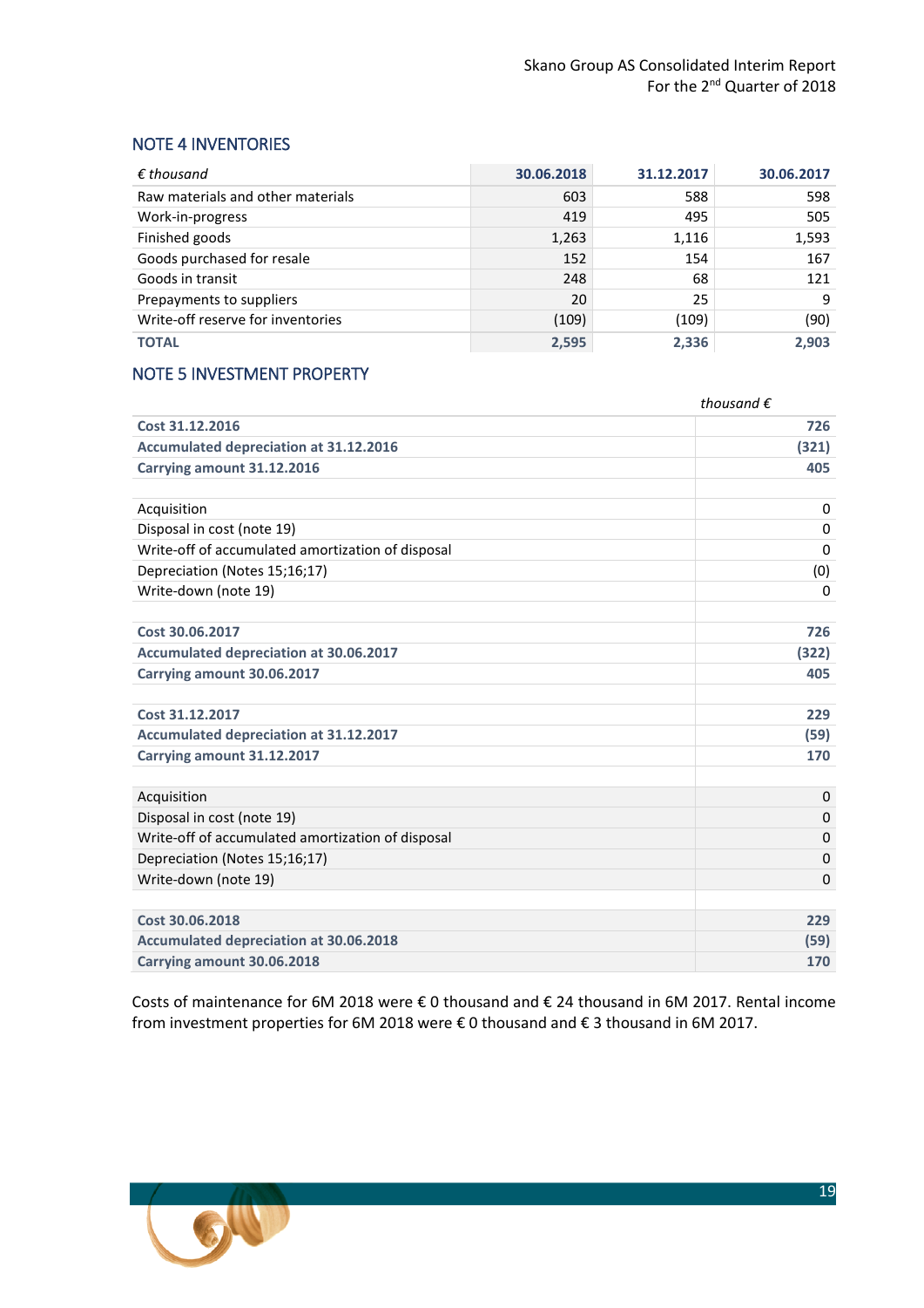## NOTE 4 INVENTORIES

| *€ thousand* | 30.06.2018 | 31.12.2017 | 30.06.2017 |
|---|---|---|---|
| Raw materials and other materials | 603 | 588 | 598 |
| Work-in-progress | 419 | 495 | 505 |
| Finished goods | 1,263 | 1,116 | 1,593 |
| Goods purchased for resale | 152 | 154 | 167 |
| Goods in transit | 248 | 68 | 121 |
| Prepayments to suppliers | 20 | 25 | 9 |
| Write-off reserve for inventories | (109) | (109) | (90) |
| **TOTAL** | **2,595** | **2,336** | **2,903** |

## NOTE 5 INVESTMENT PROPERTY

| | *thousand €* |
|---|---|
| **Cost 31.12.2016** | **726** |
| **Accumulated depreciation at 31.12.2016** | **(321)** |
| **Carrying amount 31.12.2016** | **405** |
| | |
| Acquisition | 0 |
| Disposal in cost (note 19) | 0 |
| Write-off of accumulated amortization of disposal | 0 |
| Depreciation (Notes 15;16;17) | (0) |
| Write-down (note 19) | 0 |
| | |
| **Cost 30.06.2017** | **726** |
| **Accumulated depreciation at 30.06.2017** | **(322)** |
| **Carrying amount 30.06.2017** | **405** |
| | |
| **Cost 31.12.2017** | **229** |
| **Accumulated depreciation at 31.12.2017** | **(59)** |
| **Carrying amount 31.12.2017** | **170** |
| | |
| Acquisition | 0 |
| Disposal in cost (note 19) | 0 |
| Write-off of accumulated amortization of disposal | 0 |
| Depreciation (Notes 15;16;17) | 0 |
| Write-down (note 19) | 0 |
| | |
| **Cost 30.06.2018** | **229** |
| **Accumulated depreciation at 30.06.2018** | **(59)** |
| **Carrying amount 30.06.2018** | **170** |

Costs of maintenance for 6M 2018 were € 0 thousand and € 24 thousand in 6M 2017. Rental income from investment properties for 6M 2018 were € 0 thousand and € 3 thousand in 6M 2017.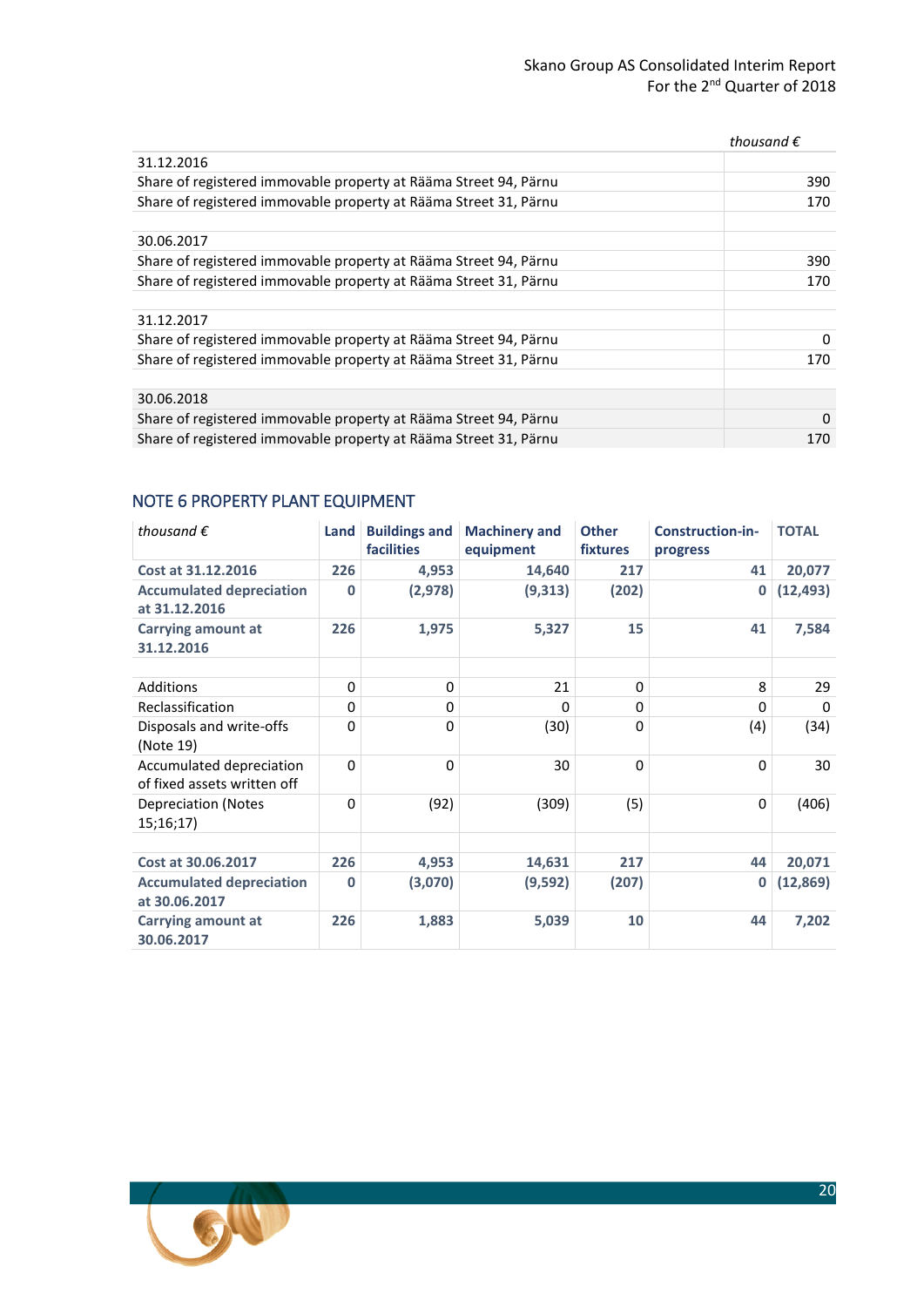| | thousand € |
|---|---|
| 31.12.2016 | |
| Share of registered immovable property at Rääma Street 94, Pärnu | 390 |
| Share of registered immovable property at Rääma Street 31, Pärnu | 170 |
| | |
| 30.06.2017 | |
| Share of registered immovable property at Rääma Street 94, Pärnu | 390 |
| Share of registered immovable property at Rääma Street 31, Pärnu | 170 |
| | |
| 31.12.2017 | |
| Share of registered immovable property at Rääma Street 94, Pärnu | 0 |
| Share of registered immovable property at Rääma Street 31, Pärnu | 170 |
| | |
| 30.06.2018 | |
| Share of registered immovable property at Rääma Street 94, Pärnu | 0 |
| Share of registered immovable property at Rääma Street 31, Pärnu | 170 |

## NOTE 6 PROPERTY PLANT EQUIPMENT

| *thousand €* | Land | Buildings and facilities | Machinery and equipment | Other fixtures | Construction-in-progress | TOTAL |
|---|---|---|---|---|---|---|
| **Cost at 31.12.2016** | **226** | **4,953** | **14,640** | **217** | **41** | **20,077** |
| **Accumulated depreciation at 31.12.2016** | **0** | **(2,978)** | **(9,313)** | **(202)** | **0** | **(12,493)** |
| **Carrying amount at 31.12.2016** | **226** | **1,975** | **5,327** | **15** | **41** | **7,584** |
| | | | | | | |
| Additions | 0 | 0 | 21 | 0 | 8 | 29 |
| Reclassification | 0 | 0 | 0 | 0 | 0 | 0 |
| Disposals and write-offs (Note 19) | 0 | 0 | (30) | 0 | (4) | (34) |
| Accumulated depreciation of fixed assets written off | 0 | 0 | 30 | 0 | 0 | 30 |
| Depreciation (Notes 15;16;17) | 0 | (92) | (309) | (5) | 0 | (406) |
| | | | | | | |
| **Cost at 30.06.2017** | **226** | **4,953** | **14,631** | **217** | **44** | **20,071** |
| **Accumulated depreciation at 30.06.2017** | **0** | **(3,070)** | **(9,592)** | **(207)** | **0** | **(12,869)** |
| **Carrying amount at 30.06.2017** | **226** | **1,883** | **5,039** | **10** | **44** | **7,202** |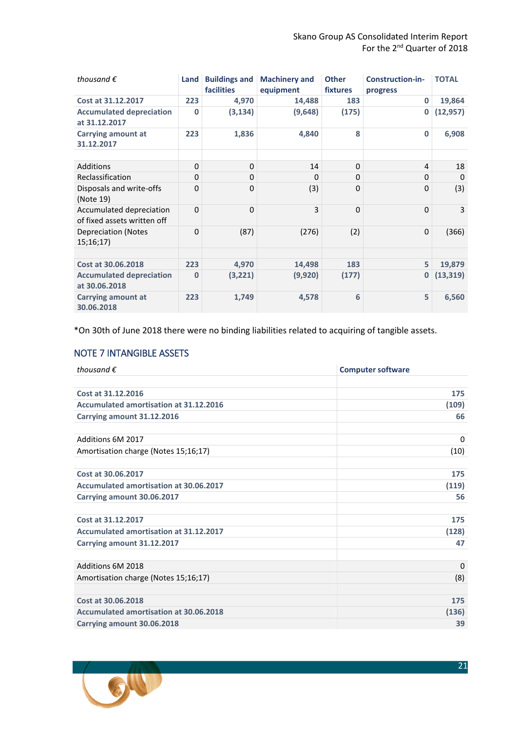| *thousand €* | Land | Buildings and facilities | Machinery and equipment | Other fixtures | Construction-in-progress | TOTAL |
|---|---|---|---|---|---|---|
| **Cost at 31.12.2017** | **223** | **4,970** | **14,488** | **183** | **0** | **19,864** |
| **Accumulated depreciation at 31.12.2017** | **0** | **(3,134)** | **(9,648)** | **(175)** | **0** | **(12,957)** |
| **Carrying amount at 31.12.2017** | **223** | **1,836** | **4,840** | **8** | **0** | **6,908** |
| | | | | | | |
| Additions | 0 | 0 | 14 | 0 | 4 | 18 |
| Reclassification | 0 | 0 | 0 | 0 | 0 | 0 |
| Disposals and write-offs (Note 19) | 0 | 0 | (3) | 0 | 0 | (3) |
| Accumulated depreciation of fixed assets written off | 0 | 0 | 3 | 0 | 0 | 3 |
| Depreciation (Notes 15;16;17) | 0 | (87) | (276) | (2) | 0 | (366) |
| | | | | | | |
| **Cost at 30.06.2018** | **223** | **4,970** | **14,498** | **183** | **5** | **19,879** |
| **Accumulated depreciation at 30.06.2018** | **0** | **(3,221)** | **(9,920)** | **(177)** | **0** | **(13,319)** |
| **Carrying amount at 30.06.2018** | **223** | **1,749** | **4,578** | **6** | **5** | **6,560** |

*On 30th of June 2018 there were no binding liabilities related to acquiring of tangible assets.

## NOTE 7 INTANGIBLE ASSETS

| *thousand €* | Computer software |
|---|---|
| | |
| **Cost at 31.12.2016** | **175** |
| **Accumulated amortisation at 31.12.2016** | **(109)** |
| **Carrying amount 31.12.2016** | **66** |
| | |
| Additions 6M 2017 | 0 |
| Amortisation charge (Notes 15;16;17) | (10) |
| | |
| **Cost at 30.06.2017** | **175** |
| **Accumulated amortisation at 30.06.2017** | **(119)** |
| **Carrying amount 30.06.2017** | **56** |
| | |
| **Cost at 31.12.2017** | **175** |
| **Accumulated amortisation at 31.12.2017** | **(128)** |
| **Carrying amount 31.12.2017** | **47** |
| | |
| Additions 6M 2018 | 0 |
| Amortisation charge (Notes 15;16;17) | (8) |
| | |
| **Cost at 30.06.2018** | **175** |
| **Accumulated amortisation at 30.06.2018** | **(136)** |
| **Carrying amount 30.06.2018** | **39** |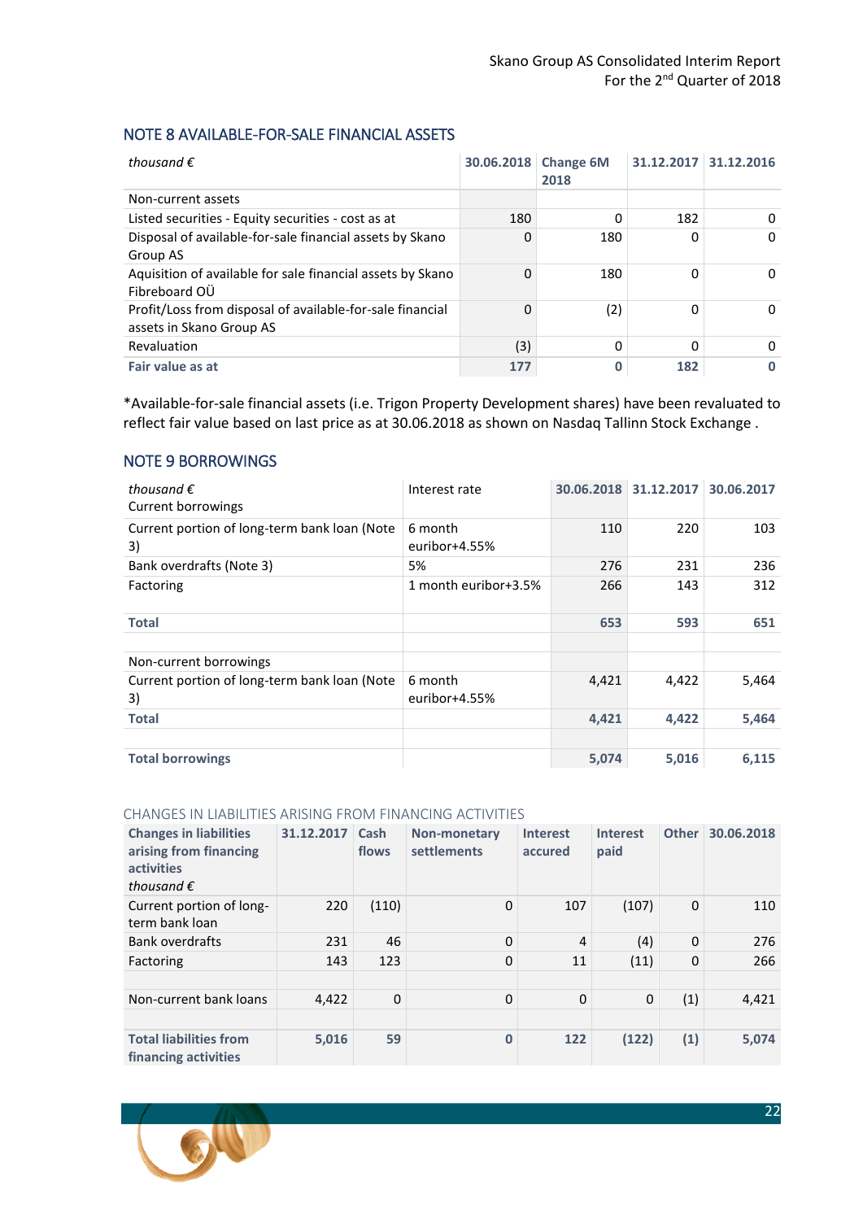## NOTE 8 AVAILABLE-FOR-SALE FINANCIAL ASSETS

| *thousand €* | 30.06.2018 | Change 6M 2018 | 31.12.2017 | 31.12.2016 |
|---|---|---|---|---|
| Non-current assets | | | | |
| Listed securities - Equity securities - cost as at | 180 | 0 | 182 | 0 |
| Disposal of available-for-sale financial assets by Skano Group AS | 0 | 180 | 0 | 0 |
| Aquisition of available for sale financial assets by Skano Fibreboard OÜ | 0 | 180 | 0 | 0 |
| Profit/Loss from disposal of available-for-sale financial assets in Skano Group AS | 0 | (2) | 0 | 0 |
| Revaluation | (3) | 0 | 0 | 0 |
| **Fair value as at** | **177** | **0** | **182** | **0** |

*Available-for-sale financial assets (i.e. Trigon Property Development shares) have been revaluated to reflect fair value based on last price as at 30.06.2018 as shown on Nasdaq Tallinn Stock Exchange .

## NOTE 9 BORROWINGS

| *thousand €*<br>Current borrowings | Interest rate | 30.06.2018 | 31.12.2017 | 30.06.2017 |
|---|---|---|---|---|
| Current portion of long-term bank loan (Note 3) | 6 month euribor+4.55% | 110 | 220 | 103 |
| Bank overdrafts (Note 3) | 5% | 276 | 231 | 236 |
| Factoring | 1 month euribor+3.5% | 266 | 143 | 312 |
| **Total** | | **653** | **593** | **651** |
| | | | | |
| Non-current borrowings | | | | |
| Current portion of long-term bank loan (Note 3) | 6 month euribor+4.55% | 4,421 | 4,422 | 5,464 |
| **Total** | | **4,421** | **4,422** | **5,464** |
| | | | | |
| **Total borrowings** | | **5,074** | **5,016** | **6,115** |

CHANGES IN LIABILITIES ARISING FROM FINANCING ACTIVITIES

| **Changes in liabilities arising from financing activities**<br>*thousand €* | 31.12.2017 | Cash flows | Non-monetary settlements | Interest accured | Interest paid | Other | 30.06.2018 |
|---|---|---|---|---|---|---|---|
| Current portion of long-term bank loan | 220 | (110) | 0 | 107 | (107) | 0 | 110 |
| Bank overdrafts | 231 | 46 | 0 | 4 | (4) | 0 | 276 |
| Factoring | 143 | 123 | 0 | 11 | (11) | 0 | 266 |
| | | | | | | | |
| Non-current bank loans | 4,422 | 0 | 0 | 0 | 0 | (1) | 4,421 |
| | | | | | | | |
| **Total liabilities from financing activities** | **5,016** | **59** | **0** | **122** | **(122)** | **(1)** | **5,074** |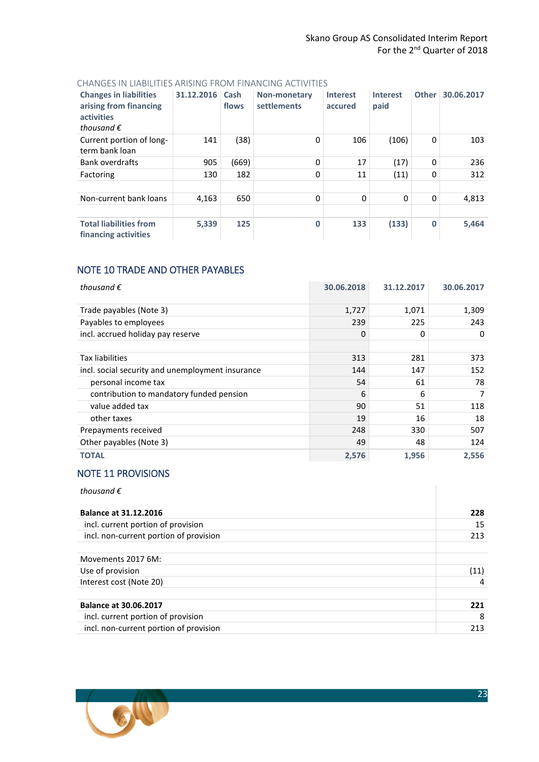CHANGES IN LIABILITIES ARISING FROM FINANCING ACTIVITIES

| Changes in liabilities arising from financing activities *thousand €* | 31.12.2016 | Cash flows | Non-monetary settlements | Interest accured | Interest paid | Other | 30.06.2017 |
|---|---|---|---|---|---|---|---|
| Current portion of long-term bank loan | 141 | (38) | 0 | 106 | (106) | 0 | 103 |
| Bank overdrafts | 905 | (669) | 0 | 17 | (17) | 0 | 236 |
| Factoring | 130 | 182 | 0 | 11 | (11) | 0 | 312 |
| | | | | | | | |
| Non-current bank loans | 4,163 | 650 | 0 | 0 | 0 | 0 | 4,813 |
| | | | | | | | |
| **Total liabilities from financing activities** | **5,339** | **125** | **0** | **133** | **(133)** | **0** | **5,464** |

## NOTE 10 TRADE AND OTHER PAYABLES

| *thousand €* | 30.06.2018 | 31.12.2017 | 30.06.2017 |
|---|---|---|---|
| Trade payables (Note 3) | 1,727 | 1,071 | 1,309 |
| Payables to employees | 239 | 225 | 243 |
| incl. accrued holiday pay reserve | 0 | 0 | 0 |
| | | | |
| Tax liabilities | 313 | 281 | 373 |
| incl. social security and unemployment insurance | 144 | 147 | 152 |
| personal income tax | 54 | 61 | 78 |
| contribution to mandatory funded pension | 6 | 6 | 7 |
| value added tax | 90 | 51 | 118 |
| other taxes | 19 | 16 | 18 |
| Prepayments received | 248 | 330 | 507 |
| Other payables (Note 3) | 49 | 48 | 124 |
| **TOTAL** | **2,576** | **1,956** | **2,556** |

## NOTE 11 PROVISIONS

| *thousand €* | |
|---|---|
| **Balance at 31.12.2016** | **228** |
| incl. current portion of provision | 15 |
| incl. non-current portion of provision | 213 |
| | |
| Movements 2017 6M: | |
| Use of provision | (11) |
| Interest cost (Note 20) | 4 |
| | |
| **Balance at 30.06.2017** | **221** |
| incl. current portion of provision | 8 |
| incl. non-current portion of provision | 213 |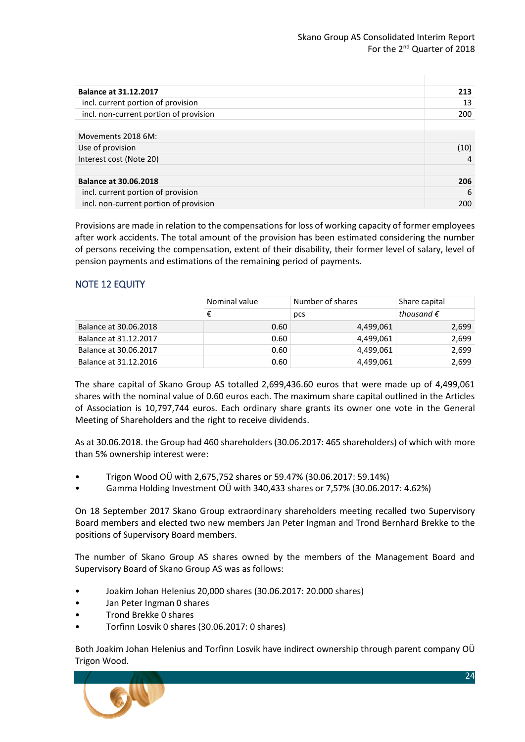| | |
|---|---|
| **Balance at 31.12.2017** | **213** |
| incl. current portion of provision | 13 |
| incl. non-current portion of provision | 200 |
| | |
| Movements 2018 6M: | |
| Use of provision | (10) |
| Interest cost (Note 20) | 4 |
| | |
| **Balance at 30.06.2018** | **206** |
| incl. current portion of provision | 6 |
| incl. non-current portion of provision | 200 |

Provisions are made in relation to the compensations for loss of working capacity of former employees after work accidents. The total amount of the provision has been estimated considering the number of persons receiving the compensation, extent of their disability, their former level of salary, level of pension payments and estimations of the remaining period of payments.

## NOTE 12 EQUITY

| | Nominal value | Number of shares | Share capital |
|---|---|---|---|
| | € | pcs | *thousand €* |
| Balance at 30.06.2018 | 0.60 | 4,499,061 | 2,699 |
| Balance at 31.12.2017 | 0.60 | 4,499,061 | 2,699 |
| Balance at 30.06.2017 | 0.60 | 4,499,061 | 2,699 |
| Balance at 31.12.2016 | 0.60 | 4,499,061 | 2,699 |

The share capital of Skano Group AS totalled 2,699,436.60 euros that were made up of 4,499,061 shares with the nominal value of 0.60 euros each. The maximum share capital outlined in the Articles of Association is 10,797,744 euros. Each ordinary share grants its owner one vote in the General Meeting of Shareholders and the right to receive dividends.

As at 30.06.2018. the Group had 460 shareholders (30.06.2017: 465 shareholders) of which with more than 5% ownership interest were:

- Trigon Wood OÜ with 2,675,752 shares or 59.47% (30.06.2017: 59.14%)
- Gamma Holding Investment OÜ with 340,433 shares or 7,57% (30.06.2017: 4.62%)

On 18 September 2017 Skano Group extraordinary shareholders meeting recalled two Supervisory Board members and elected two new members Jan Peter Ingman and Trond Bernhard Brekke to the positions of Supervisory Board members.

The number of Skano Group AS shares owned by the members of the Management Board and Supervisory Board of Skano Group AS was as follows:

- Joakim Johan Helenius 20,000 shares (30.06.2017: 20.000 shares)
- Jan Peter Ingman 0 shares
- Trond Brekke 0 shares
- Torfinn Losvik 0 shares (30.06.2017: 0 shares)

Both Joakim Johan Helenius and Torfinn Losvik have indirect ownership through parent company OÜ Trigon Wood.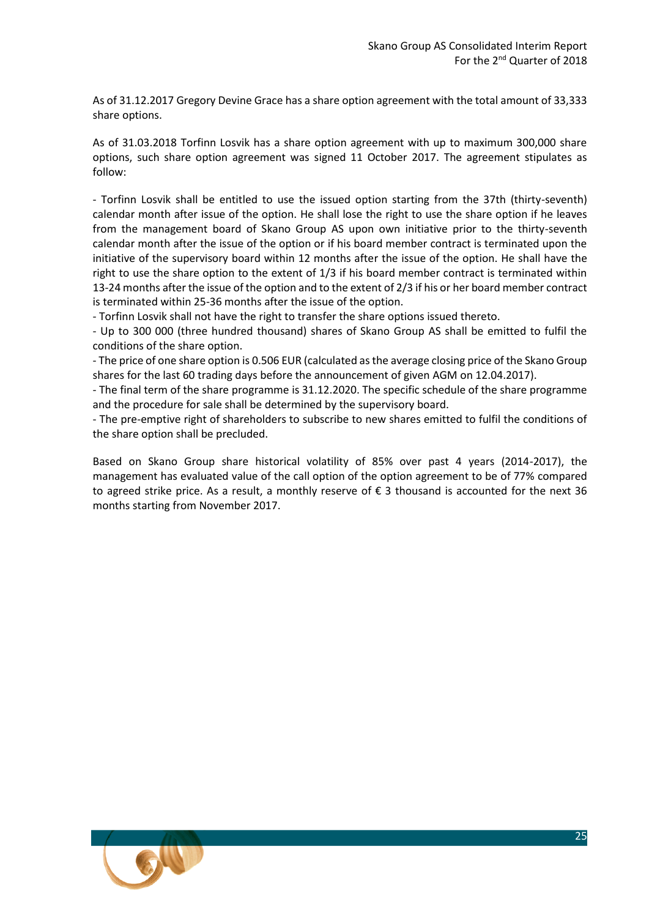As of 31.12.2017 Gregory Devine Grace has a share option agreement with the total amount of 33,333 share options.

As of 31.03.2018 Torfinn Losvik has a share option agreement with up to maximum 300,000 share options, such share option agreement was signed 11 October 2017. The agreement stipulates as follow:

- Torfinn Losvik shall be entitled to use the issued option starting from the 37th (thirty-seventh) calendar month after issue of the option. He shall lose the right to use the share option if he leaves from the management board of Skano Group AS upon own initiative prior to the thirty-seventh calendar month after the issue of the option or if his board member contract is terminated upon the initiative of the supervisory board within 12 months after the issue of the option. He shall have the right to use the share option to the extent of 1/3 if his board member contract is terminated within 13-24 months after the issue of the option and to the extent of 2/3 if his or her board member contract is terminated within 25-36 months after the issue of the option.
- Torfinn Losvik shall not have the right to transfer the share options issued thereto.
- Up to 300 000 (three hundred thousand) shares of Skano Group AS shall be emitted to fulfil the conditions of the share option.
- The price of one share option is 0.506 EUR (calculated as the average closing price of the Skano Group shares for the last 60 trading days before the announcement of given AGM on 12.04.2017).
- The final term of the share programme is 31.12.2020. The specific schedule of the share programme and the procedure for sale shall be determined by the supervisory board.
- The pre-emptive right of shareholders to subscribe to new shares emitted to fulfil the conditions of the share option shall be precluded.

Based on Skano Group share historical volatility of 85% over past 4 years (2014-2017), the management has evaluated value of the call option of the option agreement to be of 77% compared to agreed strike price. As a result, a monthly reserve of € 3 thousand is accounted for the next 36 months starting from November 2017.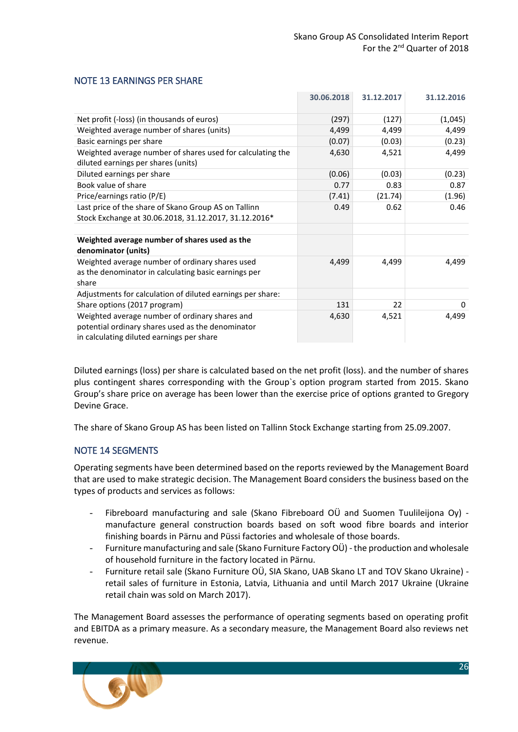## NOTE 13 EARNINGS PER SHARE

| | 30.06.2018 | 31.12.2017 | 31.12.2016 |
|---|---|---|---|
| Net profit (-loss) (in thousands of euros) | (297) | (127) | (1,045) |
| Weighted average number of shares (units) | 4,499 | 4,499 | 4,499 |
| Basic earnings per share | (0.07) | (0.03) | (0.23) |
| Weighted average number of shares used for calculating the diluted earnings per shares (units) | 4,630 | 4,521 | 4,499 |
| Diluted earnings per share | (0.06) | (0.03) | (0.23) |
| Book value of share | 0.77 | 0.83 | 0.87 |
| Price/earnings ratio (P/E) | (7.41) | (21.74) | (1.96) |
| Last price of the share of Skano Group AS on Tallinn Stock Exchange at 30.06.2018, 31.12.2017, 31.12.2016* | 0.49 | 0.62 | 0.46 |
| | | | |
| **Weighted average number of shares used as the denominator (units)** | | | |
| Weighted average number of ordinary shares used as the denominator in calculating basic earnings per share | 4,499 | 4,499 | 4,499 |
| Adjustments for calculation of diluted earnings per share: | | | |
| Share options (2017 program) | 131 | 22 | 0 |
| Weighted average number of ordinary shares and potential ordinary shares used as the denominator in calculating diluted earnings per share | 4,630 | 4,521 | 4,499 |

Diluted earnings (loss) per share is calculated based on the net profit (loss). and the number of shares plus contingent shares corresponding with the Group`s option program started from 2015. Skano Group's share price on average has been lower than the exercise price of options granted to Gregory Devine Grace.

The share of Skano Group AS has been listed on Tallinn Stock Exchange starting from 25.09.2007.

## NOTE 14 SEGMENTS

Operating segments have been determined based on the reports reviewed by the Management Board that are used to make strategic decision. The Management Board considers the business based on the types of products and services as follows:

- Fibreboard manufacturing and sale (Skano Fibreboard OÜ and Suomen Tuulileijona Oy) - manufacture general construction boards based on soft wood fibre boards and interior finishing boards in Pärnu and Püssi factories and wholesale of those boards.
- Furniture manufacturing and sale (Skano Furniture Factory OÜ) - the production and wholesale of household furniture in the factory located in Pärnu.
- Furniture retail sale (Skano Furniture OÜ, SIA Skano, UAB Skano LT and TOV Skano Ukraine) - retail sales of furniture in Estonia, Latvia, Lithuania and until March 2017 Ukraine (Ukraine retail chain was sold on March 2017).

The Management Board assesses the performance of operating segments based on operating profit and EBITDA as a primary measure. As a secondary measure, the Management Board also reviews net revenue.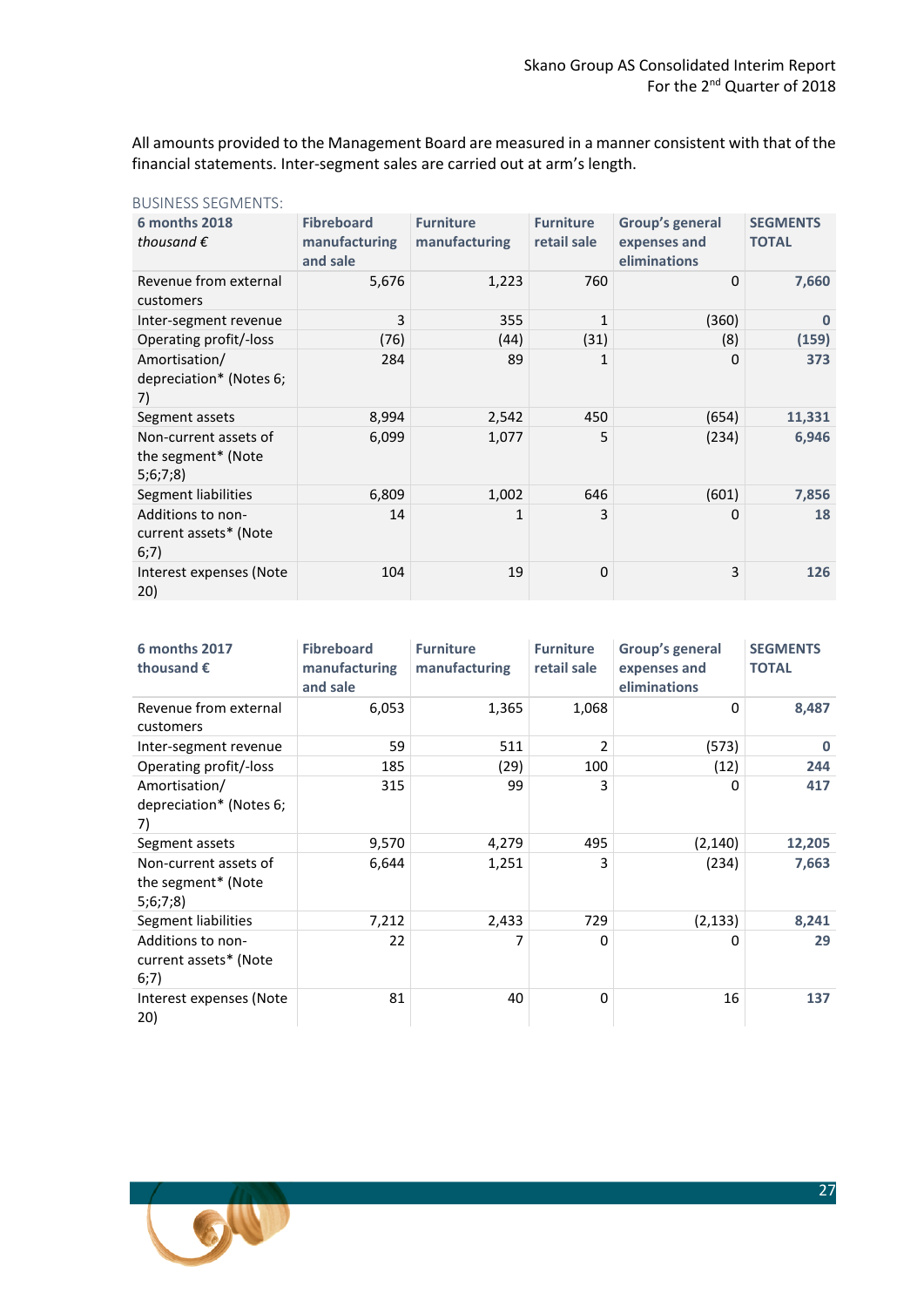All amounts provided to the Management Board are measured in a manner consistent with that of the financial statements. Inter-segment sales are carried out at arm's length.

BUSINESS SEGMENTS:

| **6 months 2018** *thousand €* | **Fibreboard manufacturing and sale** | **Furniture manufacturing** | **Furniture retail sale** | **Group's general expenses and eliminations** | **SEGMENTS TOTAL** |
|---|---|---|---|---|---|
| Revenue from external customers | 5,676 | 1,223 | 760 | 0 | **7,660** |
| Inter-segment revenue | 3 | 355 | 1 | (360) | **0** |
| Operating profit/-loss | (76) | (44) | (31) | (8) | **(159)** |
| Amortisation/ depreciation* (Notes 6; 7) | 284 | 89 | 1 | 0 | **373** |
| Segment assets | 8,994 | 2,542 | 450 | (654) | **11,331** |
| Non-current assets of the segment* (Note 5;6;7;8) | 6,099 | 1,077 | 5 | (234) | **6,946** |
| Segment liabilities | 6,809 | 1,002 | 646 | (601) | **7,856** |
| Additions to non-current assets* (Note 6;7) | 14 | 1 | 3 | 0 | **18** |
| Interest expenses (Note 20) | 104 | 19 | 0 | 3 | **126** |

| **6 months 2017** **thousand €** | **Fibreboard manufacturing and sale** | **Furniture manufacturing** | **Furniture retail sale** | **Group's general expenses and eliminations** | **SEGMENTS TOTAL** |
|---|---|---|---|---|---|
| Revenue from external customers | 6,053 | 1,365 | 1,068 | 0 | **8,487** |
| Inter-segment revenue | 59 | 511 | 2 | (573) | **0** |
| Operating profit/-loss | 185 | (29) | 100 | (12) | **244** |
| Amortisation/ depreciation* (Notes 6; 7) | 315 | 99 | 3 | 0 | **417** |
| Segment assets | 9,570 | 4,279 | 495 | (2,140) | **12,205** |
| Non-current assets of the segment* (Note 5;6;7;8) | 6,644 | 1,251 | 3 | (234) | **7,663** |
| Segment liabilities | 7,212 | 2,433 | 729 | (2,133) | **8,241** |
| Additions to non-current assets* (Note 6;7) | 22 | 7 | 0 | 0 | **29** |
| Interest expenses (Note 20) | 81 | 40 | 0 | 16 | **137** |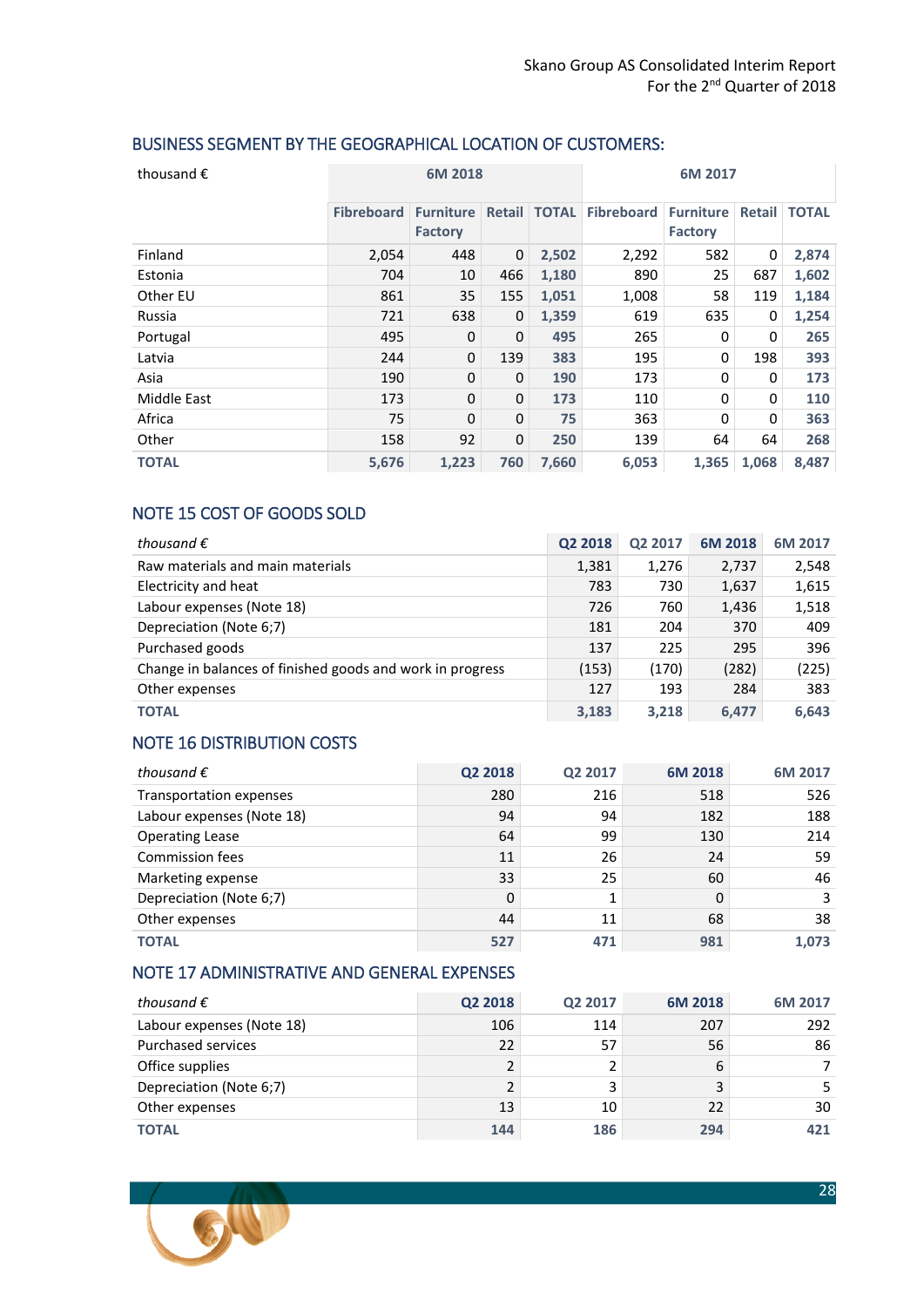## BUSINESS SEGMENT BY THE GEOGRAPHICAL LOCATION OF CUSTOMERS:

| thousand € | 6M 2018 | | | | 6M 2017 | | | |
|---|---|---|---|---|---|---|---|---|
| | Fibreboard | Furniture Factory | Retail | TOTAL | Fibreboard | Furniture Factory | Retail | TOTAL |
| Finland | 2,054 | 448 | 0 | **2,502** | 2,292 | 582 | 0 | **2,874** |
| Estonia | 704 | 10 | 466 | **1,180** | 890 | 25 | 687 | **1,602** |
| Other EU | 861 | 35 | 155 | **1,051** | 1,008 | 58 | 119 | **1,184** |
| Russia | 721 | 638 | 0 | **1,359** | 619 | 635 | 0 | **1,254** |
| Portugal | 495 | 0 | 0 | **495** | 265 | 0 | 0 | **265** |
| Latvia | 244 | 0 | 139 | **383** | 195 | 0 | 198 | **393** |
| Asia | 190 | 0 | 0 | **190** | 173 | 0 | 0 | **173** |
| Middle East | 173 | 0 | 0 | **173** | 110 | 0 | 0 | **110** |
| Africa | 75 | 0 | 0 | **75** | 363 | 0 | 0 | **363** |
| Other | 158 | 92 | 0 | **250** | 139 | 64 | 64 | **268** |
| **TOTAL** | **5,676** | **1,223** | **760** | **7,660** | **6,053** | **1,365** | **1,068** | **8,487** |

## NOTE 15 COST OF GOODS SOLD

| *thousand €* | Q2 2018 | Q2 2017 | 6M 2018 | 6M 2017 |
|---|---|---|---|---|
| Raw materials and main materials | 1,381 | 1,276 | 2,737 | 2,548 |
| Electricity and heat | 783 | 730 | 1,637 | 1,615 |
| Labour expenses (Note 18) | 726 | 760 | 1,436 | 1,518 |
| Depreciation (Note 6;7) | 181 | 204 | 370 | 409 |
| Purchased goods | 137 | 225 | 295 | 396 |
| Change in balances of finished goods and work in progress | (153) | (170) | (282) | (225) |
| Other expenses | 127 | 193 | 284 | 383 |
| **TOTAL** | **3,183** | **3,218** | **6,477** | **6,643** |

## NOTE 16 DISTRIBUTION COSTS

| *thousand €* | Q2 2018 | Q2 2017 | 6M 2018 | 6M 2017 |
|---|---|---|---|---|
| Transportation expenses | 280 | 216 | 518 | 526 |
| Labour expenses (Note 18) | 94 | 94 | 182 | 188 |
| Operating Lease | 64 | 99 | 130 | 214 |
| Commission fees | 11 | 26 | 24 | 59 |
| Marketing expense | 33 | 25 | 60 | 46 |
| Depreciation (Note 6;7) | 0 | 1 | 0 | 3 |
| Other expenses | 44 | 11 | 68 | 38 |
| **TOTAL** | **527** | **471** | **981** | **1,073** |

## NOTE 17 ADMINISTRATIVE AND GENERAL EXPENSES

| *thousand €* | Q2 2018 | Q2 2017 | 6M 2018 | 6M 2017 |
|---|---|---|---|---|
| Labour expenses (Note 18) | 106 | 114 | 207 | 292 |
| Purchased services | 22 | 57 | 56 | 86 |
| Office supplies | 2 | 2 | 6 | 7 |
| Depreciation (Note 6;7) | 2 | 3 | 3 | 5 |
| Other expenses | 13 | 10 | 22 | 30 |
| **TOTAL** | **144** | **186** | **294** | **421** |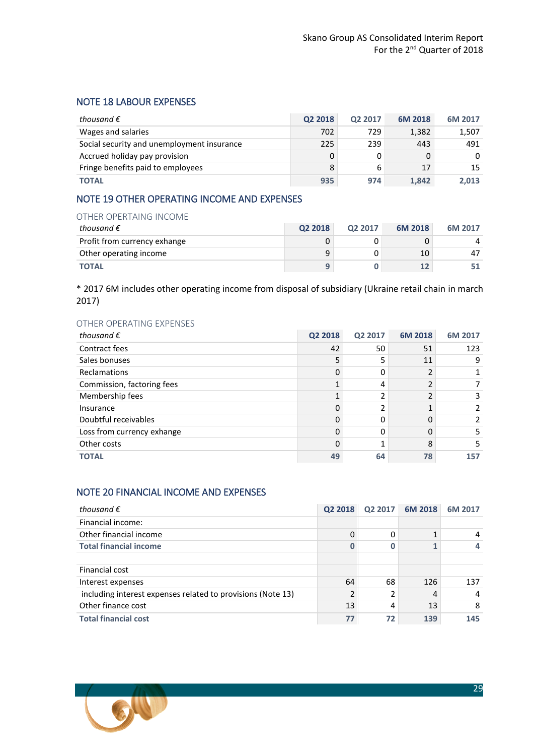## NOTE 18 LABOUR EXPENSES

| *thousand €* | Q2 2018 | Q2 2017 | 6M 2018 | 6M 2017 |
|---|---|---|---|---|
| Wages and salaries | 702 | 729 | 1,382 | 1,507 |
| Social security and unemployment insurance | 225 | 239 | 443 | 491 |
| Accrued holiday pay provision | 0 | 0 | 0 | 0 |
| Fringe benefits paid to employees | 8 | 6 | 17 | 15 |
| **TOTAL** | **935** | **974** | **1,842** | **2,013** |

## NOTE 19 OTHER OPERATING INCOME AND EXPENSES

### OTHER OPERTAING INCOME

| *thousand €* | Q2 2018 | Q2 2017 | 6M 2018 | 6M 2017 |
|---|---|---|---|---|
| Profit from currency exhange | 0 | 0 | 0 | 4 |
| Other operating income | 9 | 0 | 10 | 47 |
| **TOTAL** | **9** | **0** | **12** | **51** |

* 2017 6M includes other operating income from disposal of subsidiary (Ukraine retail chain in march 2017)

### OTHER OPERATING EXPENSES

| *thousand €* | Q2 2018 | Q2 2017 | 6M 2018 | 6M 2017 |
|---|---|---|---|---|
| Contract fees | 42 | 50 | 51 | 123 |
| Sales bonuses | 5 | 5 | 11 | 9 |
| Reclamations | 0 | 0 | 2 | 1 |
| Commission, factoring fees | 1 | 4 | 2 | 7 |
| Membership fees | 1 | 2 | 2 | 3 |
| Insurance | 0 | 2 | 1 | 2 |
| Doubtful receivables | 0 | 0 | 0 | 2 |
| Loss from currency exhange | 0 | 0 | 0 | 5 |
| Other costs | 0 | 1 | 8 | 5 |
| **TOTAL** | **49** | **64** | **78** | **157** |

## NOTE 20 FINANCIAL INCOME AND EXPENSES

| *thousand €* | Q2 2018 | Q2 2017 | 6M 2018 | 6M 2017 |
|---|---|---|---|---|
| Financial income: | | | | |
| Other financial income | 0 | 0 | 1 | 4 |
| **Total financial income** | **0** | **0** | **1** | **4** |
| | | | | |
| Financial cost | | | | |
| Interest expenses | 64 | 68 | 126 | 137 |
| including interest expenses related to provisions (Note 13) | 2 | 2 | 4 | 4 |
| Other finance cost | 13 | 4 | 13 | 8 |
| **Total financial cost** | **77** | **72** | **139** | **145** |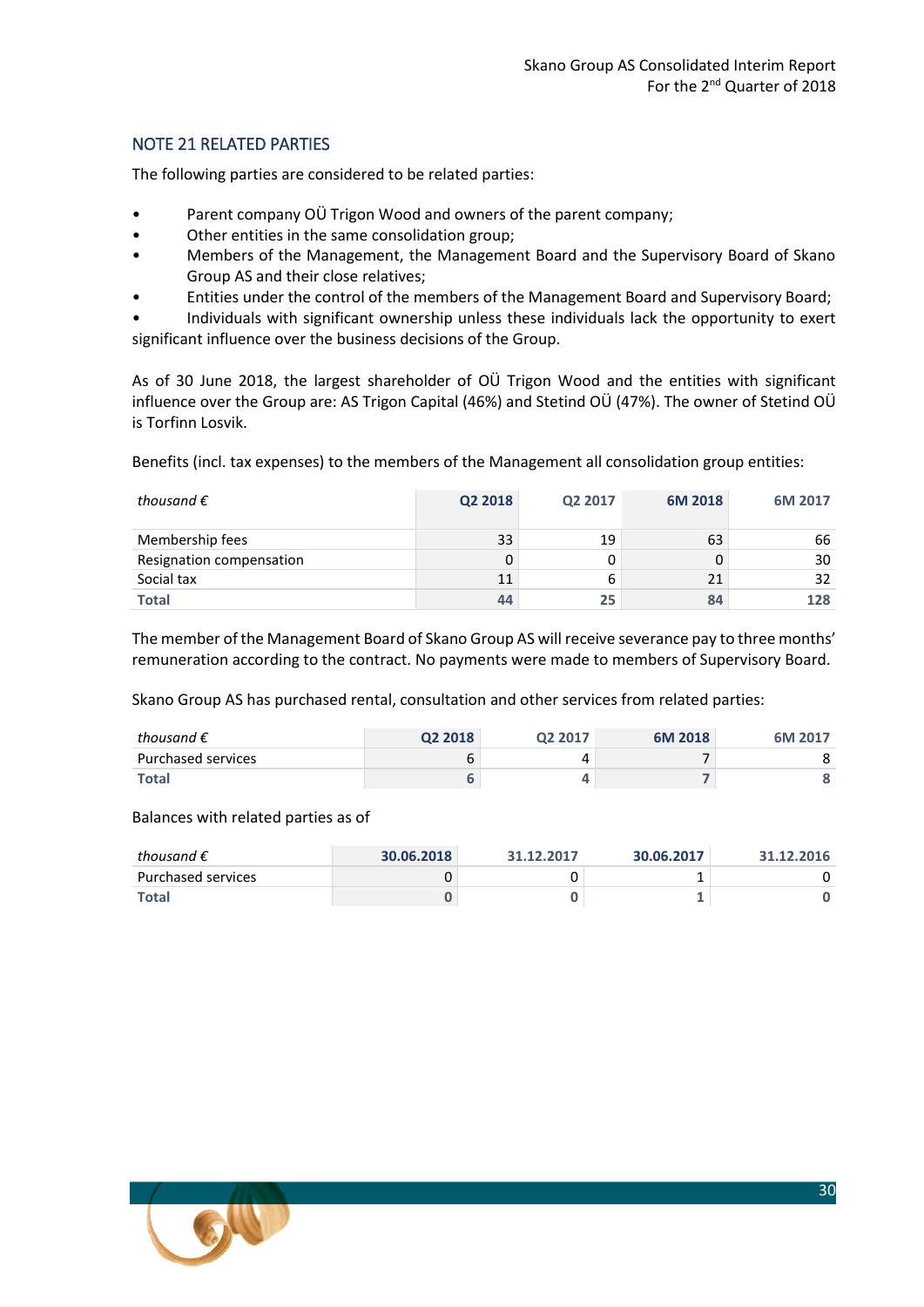## NOTE 21 RELATED PARTIES

The following parties are considered to be related parties:

- Parent company OÜ Trigon Wood and owners of the parent company;
- Other entities in the same consolidation group;
- Members of the Management, the Management Board and the Supervisory Board of Skano Group AS and their close relatives;
- Entities under the control of the members of the Management Board and Supervisory Board;
- Individuals with significant ownership unless these individuals lack the opportunity to exert significant influence over the business decisions of the Group.

As of 30 June 2018, the largest shareholder of OÜ Trigon Wood and the entities with significant influence over the Group are: AS Trigon Capital (46%) and Stetind OÜ (47%). The owner of Stetind OÜ is Torfinn Losvik.

Benefits (incl. tax expenses) to the members of the Management all consolidation group entities:

| *thousand €* | Q2 2018 | Q2 2017 | 6M 2018 | 6M 2017 |
|---|---|---|---|---|
| Membership fees | 33 | 19 | 63 | 66 |
| Resignation compensation | 0 | 0 | 0 | 30 |
| Social tax | 11 | 6 | 21 | 32 |
| **Total** | **44** | **25** | **84** | **128** |

The member of the Management Board of Skano Group AS will receive severance pay to three months' remuneration according to the contract. No payments were made to members of Supervisory Board.

Skano Group AS has purchased rental, consultation and other services from related parties:

| *thousand €* | Q2 2018 | Q2 2017 | 6M 2018 | 6M 2017 |
|---|---|---|---|---|
| Purchased services | 6 | 4 | 7 | 8 |
| **Total** | **6** | **4** | **7** | **8** |

Balances with related parties as of

| *thousand €* | 30.06.2018 | 31.12.2017 | 30.06.2017 | 31.12.2016 |
|---|---|---|---|---|
| Purchased services | 0 | 0 | 1 | 0 |
| **Total** | **0** | **0** | **1** | **0** |